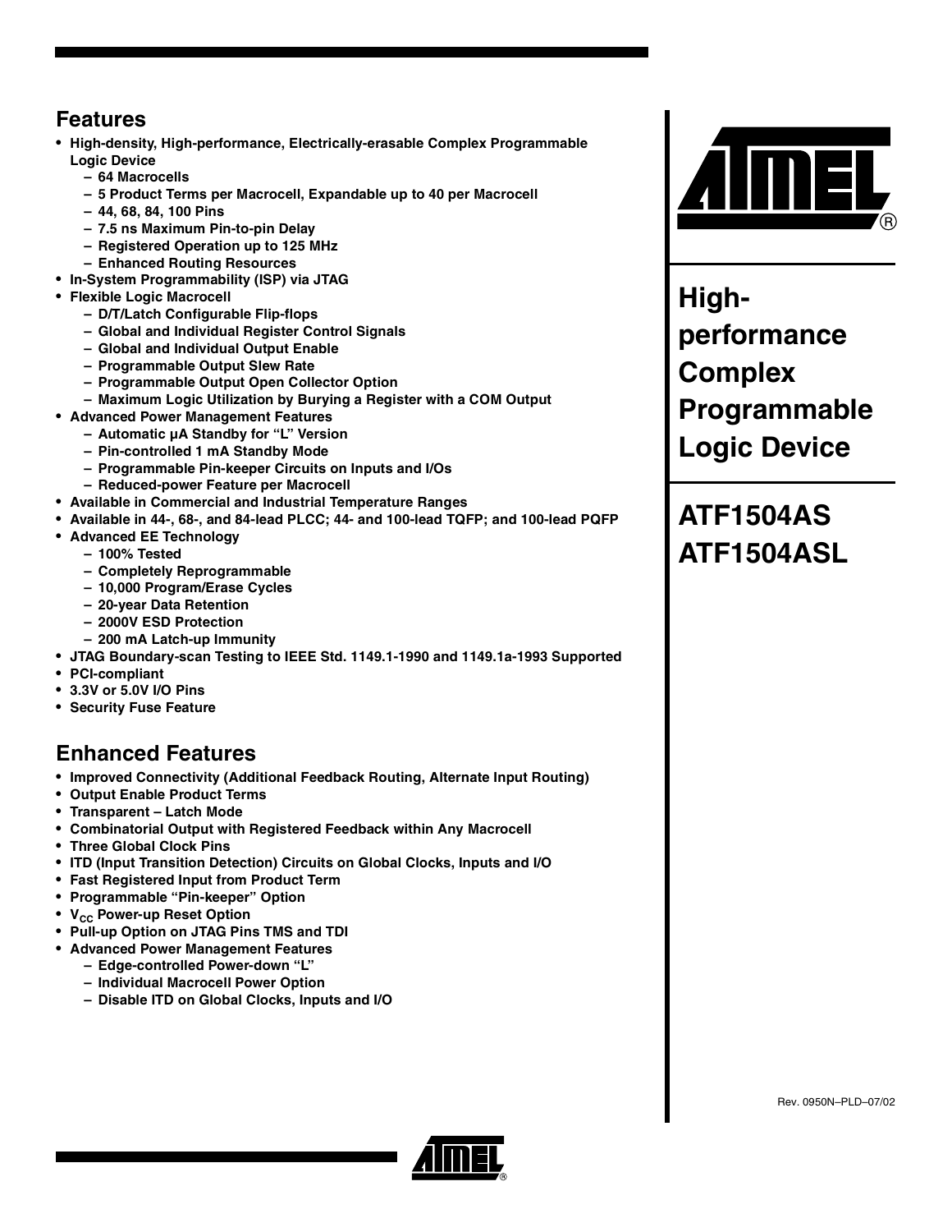## Features

- High-density, High-performance, Electrically-erasable Complex Programmable Logic Device
  - 64 Macrocells
  - 5 Product Terms per Macrocell, Expandable up to 40 per Macrocell
  - 44, 68, 84, 100 Pins
  - 7.5 ns Maximum Pin-to-pin Delay
  - Registered Operation up to 125 MHz
  - Enhanced Routing Resources
- In-System Programmability (ISP) via JTAG
- Flexible Logic Macrocell
  - D/T/Latch Configurable Flip-flops
  - Global and Individual Register Control Signals
  - Global and Individual Output Enable
  - Programmable Output Slew Rate
  - Programmable Output Open Collector Option
  - Maximum Logic Utilization by Burying a Register with a COM Output
- Advanced Power Management Features
  - Automatic µA Standby for "L" Version
  - Pin-controlled 1 mA Standby Mode
  - Programmable Pin-keeper Circuits on Inputs and I/Os
  - Reduced-power Feature per Macrocell
- Available in Commercial and Industrial Temperature Ranges
- Available in 44-, 68-, and 84-lead PLCC; 44- and 100-lead TQFP; and 100-lead PQFP
- Advanced EE Technology
  - 100% Tested
  - Completely Reprogrammable
  - 10,000 Program/Erase Cycles
  - 20-year Data Retention
  - 2000V ESD Protection
  - 200 mA Latch-up Immunity
- JTAG Boundary-scan Testing to IEEE Std. 1149.1-1990 and 1149.1a-1993 Supported
- PCI-compliant
- 3.3V or 5.0V I/O Pins
- Security Fuse Feature

## Enhanced Features

- Improved Connectivity (Additional Feedback Routing, Alternate Input Routing)
- Output Enable Product Terms
- Transparent – Latch Mode
- Combinatorial Output with Registered Feedback within Any Macrocell
- Three Global Clock Pins
- ITD (Input Transition Detection) Circuits on Global Clocks, Inputs and I/O
- Fast Registered Input from Product Term
- Programmable "Pin-keeper" Option
- $V_{CC}$ Power-up Reset Option
- Pull-up Option on JTAG Pins TMS and TDI
- Advanced Power Management Features
  - Edge-controlled Power-down "L"
  - Individual Macrocell Power Option
  - Disable ITD on Global Clocks, Inputs and I/O

# High-performance Complex Programmable Logic Device

# ATF1504AS ATF1504ASL

Rev. 0950N–PLD–07/02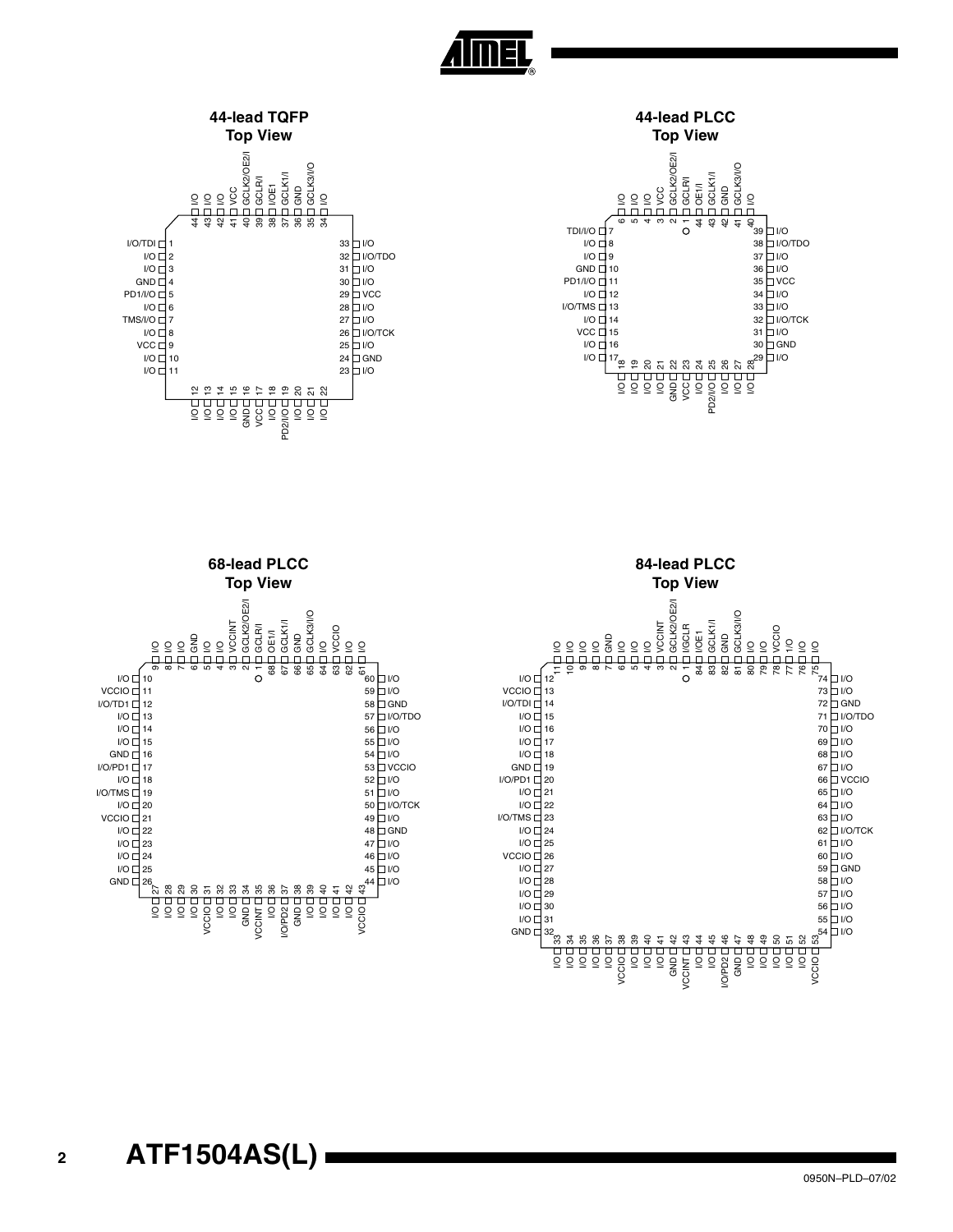## 44-lead TQFP Top View

| Pin | Function | Pin | Function | Pin | Function | Pin | Function |
|---|---|---|---|---|---|---|---|
| 1 | I/O/TDI | 12 | I/O | 23 | I/O | 34 | I/O |
| 2 | I/O | 13 | I/O | 24 | GND | 35 | GCLK3/I/O |
| 3 | I/O | 14 | I/O | 25 | I/O | 36 | GND |
| 4 | GND | 15 | I/O | 26 | I/O/TCK | 37 | GCLK1/I |
| 5 | PD1/I/O | 16 | GND | 27 | I/O | 38 | I/OE1 |
| 6 | I/O | 17 | VCC | 28 | I/O | 39 | GCLR/I |
| 7 | TMS/I/O | 18 | I/O | 29 | VCC | 40 | GCLK2/OE2/I |
| 8 | I/O | 19 | PD2/I/O | 30 | I/O | 41 | VCC |
| 9 | VCC | 20 | I/O | 31 | I/O | 42 | I/O |
| 10 | I/O | 21 | I/O | 32 | I/O/TDO | 43 | I/O |
| 11 | I/O | 22 | I/O | 33 | I/O | 44 | I/O |

## 44-lead PLCC Top View

| Pin | Function | Pin | Function | Pin | Function | Pin | Function |
|---|---|---|---|---|---|---|---|
| 1 | GCLR/I | 12 | I/O | 23 | VCC | 34 | I/O |
| 2 | GCLK2/OE2/I | 13 | I/O/TMS | 24 | I/O | 35 | VCC |
| 3 | VCC | 14 | I/O | 25 | PD2/I/O | 36 | I/O |
| 4 | I/O | 15 | VCC | 26 | I/O | 37 | I/O |
| 5 | I/O | 16 | I/O | 27 | I/O | 38 | I/O/TDO |
| 6 | I/O | 17 | I/O | 28 | I/O | 39 | I/O |
| 7 | TDI/I/O | 18 | I/O | 29 | I/O | 40 | I/O |
| 8 | I/O | 19 | I/O | 30 | GND | 41 | GCLK3/I/O |
| 9 | I/O | 20 | I/O | 31 | I/O | 42 | GND |
| 10 | GND | 21 | I/O | 32 | I/O/TCK | 43 | GCLK1/I |
| 11 | PD1/I/O | 22 | GND | 33 | I/O | 44 | OE1/I |

## 68-lead PLCC Top View

| Pin | Function | Pin | Function | Pin | Function | Pin | Function |
|---|---|---|---|---|---|---|---|
| 1 | GCLR/I | 18 | I/O | 35 | VCCINT | 52 | I/O |
| 2 | GCLK2/OE2/I | 19 | I/O/TMS | 36 | I/O | 53 | VCCIO |
| 3 | VCCINT | 20 | I/O | 37 | I/O/PD2 | 54 | I/O |
| 4 | I/O | 21 | VCCIO | 38 | GND | 55 | I/O |
| 5 | I/O | 22 | I/O | 39 | I/O | 56 | I/O |
| 6 | GND | 23 | I/O | 40 | I/O | 57 | I/O/TDO |
| 7 | I/O | 24 | I/O | 41 | I/O | 58 | GND |
| 8 | I/O | 25 | I/O | 42 | I/O | 59 | I/O |
| 9 | I/O | 26 | GND | 43 | VCCIO | 60 | I/O |
| 10 | I/O | 27 | I/O | 44 | I/O | 61 | I/O |
| 11 | VCCIO | 28 | I/O | 45 | I/O | 62 | I/O |
| 12 | I/O/TD1 | 29 | I/O | 46 | I/O | 63 | VCCIO |
| 13 | I/O | 30 | I/O | 47 | I/O | 64 | I/O |
| 14 | I/O | 31 | VCCIO | 48 | GND | 65 | GCLK3/I/O |
| 15 | I/O | 32 | I/O | 49 | I/O | 66 | GND |
| 16 | GND | 33 | I/O | 50 | I/O/TCK | 67 | GCLK1/I |
| 17 | I/O/PD1 | 34 | GND | 51 | I/O | 68 | OE1/I |

## 84-lead PLCC Top View

| Pin | Function | Pin | Function | Pin | Function | Pin | Function |
|---|---|---|---|---|---|---|---|
| 1 | I/GCLR | 22 | I/O | 43 | VCCINT | 64 | I/O |
| 2 | GCLK2/OE2/I | 23 | I/O/TMS | 44 | I/O | 65 | I/O |
| 3 | VCCINT | 24 | I/O | 45 | I/O | 66 | VCCIO |
| 4 | I/O | 25 | I/O | 46 | I/O/PD2 | 67 | I/O |
| 5 | I/O | 26 | VCCIO | 47 | GND | 68 | I/O |
| 6 | I/O | 27 | I/O | 48 | I/O | 69 | I/O |
| 7 | GND | 28 | I/O | 49 | I/O | 70 | I/O |
| 8 | I/O | 29 | I/O | 50 | I/O | 71 | I/O/TDO |
| 9 | I/O | 30 | I/O | 51 | I/O | 72 | GND |
| 10 | I/O | 31 | I/O | 52 | I/O | 73 | I/O |
| 11 | I/O | 32 | GND | 53 | VCCIO | 74 | I/O |
| 12 | I/O | 33 | I/O | 54 | I/O | 75 | I/O |
| 13 | VCCIO | 34 | I/O | 55 | I/O | 76 | I/O |
| 14 | I/O/TDI | 35 | I/O | 56 | I/O | 77 | 1/O |
| 15 | I/O | 36 | I/O | 57 | I/O | 78 | VCCIO |
| 16 | I/O | 37 | I/O | 58 | I/O | 79 | I/O |
| 17 | I/O | 38 | VCCIO | 59 | GND | 80 | I/O |
| 18 | I/O | 39 | I/O | 60 | I/O | 81 | GCLK3/I/O |
| 19 | GND | 40 | I/O | 61 | I/O | 82 | GND |
| 20 | I/O/PD1 | 41 | I/O | 62 | I/O/TCK | 83 | GCLK1/I |
| 21 | I/O | 42 | GND | 63 | I/O | 84 | I/OE1 |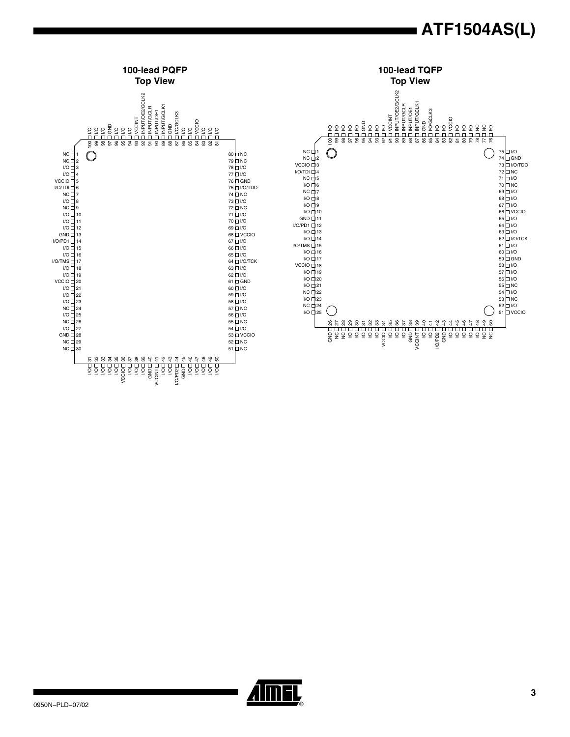## 100-lead PQFP Top View

| Pin | Function | Pin | Function | Pin | Function | Pin | Function |
|---|---|---|---|---|---|---|---|
| 1 | NC | 31 | I/O | 51 | NC | 81 | I/O |
| 2 | NC | 32 | I/O | 52 | NC | 82 | I/O |
| 3 | I/O | 33 | I/O | 53 | VCCIO | 83 | I/O |
| 4 | I/O | 34 | I/O | 54 | I/O | 84 | VCCIO |
| 5 | VCCIO | 35 | I/O | 55 | NC | 85 | I/O |
| 6 | I/O/TDI | 36 | VCCIO | 56 | I/O | 86 | I/O |
| 7 | NC | 37 | I/O | 57 | NC | 87 | I/O/GCLK3 |
| 8 | I/O | 38 | I/O | 58 | I/O | 88 | GND |
| 9 | NC | 39 | I/O | 59 | I/O | 89 | INPUT/GCLK1 |
| 10 | I/O | 40 | GND | 60 | I/O | 90 | INPUT/OE1 |
| 11 | I/O | 41 | VCCINT | 61 | GND | 91 | INPUT/GCLR |
| 12 | I/O | 42 | I/O | 62 | I/O | 92 | INPUT/OE2/GCLK2 |
| 13 | GND | 43 | I/O | 63 | I/O | 93 | VCCINT |
| 14 | I/O/PD1 | 44 | I/O/PD2 | 64 | I/O/TCK | 94 | I/O |
| 15 | I/O | 45 | GND | 65 | I/O | 95 | I/O |
| 16 | I/O | 46 | I/O | 66 | I/O | 96 | I/O |
| 17 | I/O/TMS | 47 | I/O | 67 | I/O | 97 | GND |
| 18 | I/O | 48 | I/O | 68 | VCCIO | 98 | I/O |
| 19 | I/O | 49 | I/O | 69 | I/O | 99 | I/O |
| 20 | VCCIO | 50 | I/O | 70 | I/O | 100 | I/O |
| 21 | I/O | | | 71 | I/O | | |
| 22 | I/O | | | 72 | NC | | |
| 23 | I/O | | | 73 | I/O | | |
| 24 | NC | | | 74 | NC | | |
| 25 | I/O | | | 75 | I/O/TDO | | |
| 26 | NC | | | 76 | GND | | |
| 27 | I/O | | | 77 | I/O | | |
| 28 | GND | | | 78 | I/O | | |
| 29 | NC | | | 79 | NC | | |
| 30 | NC | | | 80 | NC | | |

## 100-lead TQFP Top View

| Pin | Function | Pin | Function | Pin | Function | Pin | Function |
|---|---|---|---|---|---|---|---|
| 1 | NC | 26 | GND | 51 | VCCIO | 76 | I/O |
| 2 | NC | 27 | NC | 52 | I/O | 77 | NC |
| 3 | VCCIO | 28 | NC | 53 | NC | 78 | NC |
| 4 | I/O/TDI | 29 | I/O | 54 | I/O | 79 | I/O |
| 5 | NC | 30 | I/O | 55 | NC | 80 | I/O |
| 6 | I/O | 31 | I/O | 56 | I/O | 81 | I/O |
| 7 | NC | 32 | I/O | 57 | I/O | 82 | VCCIO |
| 8 | I/O | 33 | I/O | 58 | I/O | 83 | I/O |
| 9 | I/O | 34 | VCCIO | 59 | GND | 84 | I/O |
| 10 | I/O | 35 | I/O | 60 | I/O | 85 | I/O/GCLK3 |
| 11 | GND | 36 | I/O | 61 | I/O | 86 | GND |
| 12 | I/O/PD1 | 37 | I/O | 62 | I/O/TCK | 87 | INPUT/GCLK1 |
| 13 | I/O | 38 | GND | 63 | I/O | 88 | INPUT/OE1 |
| 14 | I/O | 39 | VCCINT | 64 | I/O | 89 | INPUT/GCLR |
| 15 | I/O/TMS | 40 | I/O | 65 | I/O | 90 | INPUT/OE2/GCLK2 |
| 16 | I/O | 41 | I/O | 66 | VCCIO | 91 | VCCINT |
| 17 | I/O | 42 | I/O/PD2 | 67 | I/O | 92 | I/O |
| 18 | VCCIO | 43 | GND | 68 | I/O | 93 | I/O |
| 19 | I/O | 44 | I/O | 69 | I/O | 94 | I/O |
| 20 | I/O | 45 | I/O | 70 | NC | 95 | GND |
| 21 | I/O | 46 | I/O | 71 | I/O | 96 | I/O |
| 22 | NC | 47 | I/O | 72 | NC | 97 | I/O |
| 23 | I/O | 48 | I/O | 73 | I/O/TDO | 98 | I/O |
| 24 | NC | 49 | NC | 74 | GND | 99 | I/O |
| 25 | I/O | 50 | NC | 75 | I/O | 100 | I/O |

0950N–PLD–07/02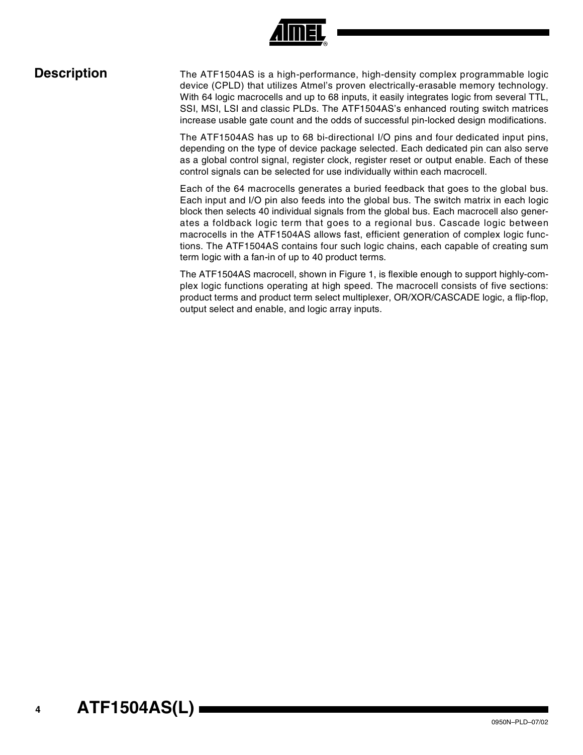## Description

The ATF1504AS is a high-performance, high-density complex programmable logic device (CPLD) that utilizes Atmel's proven electrically-erasable memory technology. With 64 logic macrocells and up to 68 inputs, it easily integrates logic from several TTL, SSI, MSI, LSI and classic PLDs. The ATF1504AS's enhanced routing switch matrices increase usable gate count and the odds of successful pin-locked design modifications.

The ATF1504AS has up to 68 bi-directional I/O pins and four dedicated input pins, depending on the type of device package selected. Each dedicated pin can also serve as a global control signal, register clock, register reset or output enable. Each of these control signals can be selected for use individually within each macrocell.

Each of the 64 macrocells generates a buried feedback that goes to the global bus. Each input and I/O pin also feeds into the global bus. The switch matrix in each logic block then selects 40 individual signals from the global bus. Each macrocell also generates a foldback logic term that goes to a regional bus. Cascade logic between macrocells in the ATF1504AS allows fast, efficient generation of complex logic functions. The ATF1504AS contains four such logic chains, each capable of creating sum term logic with a fan-in of up to 40 product terms.

The ATF1504AS macrocell, shown in Figure 1, is flexible enough to support highly-complex logic functions operating at high speed. The macrocell consists of five sections: product terms and product term select multiplexer, OR/XOR/CASCADE logic, a flip-flop, output select and enable, and logic array inputs.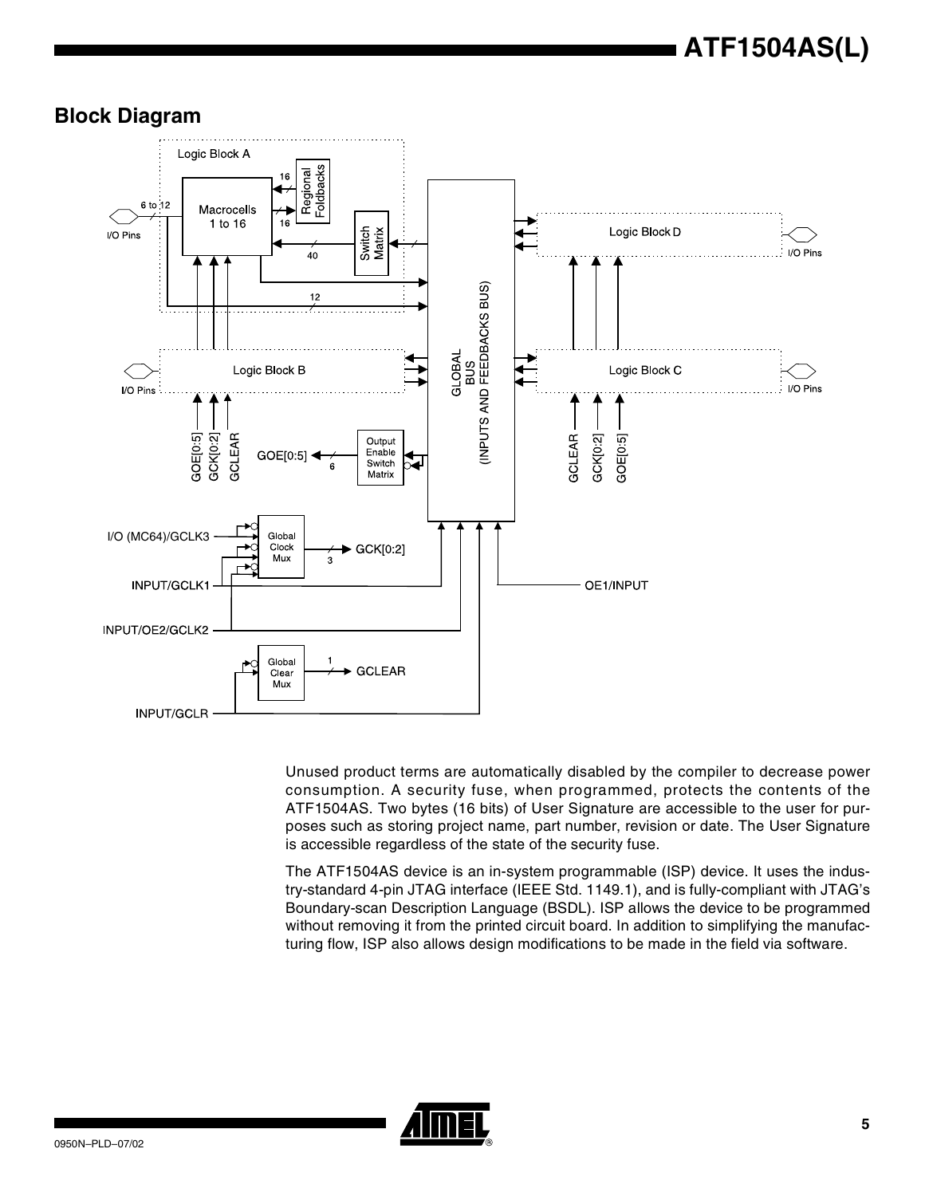## Block Diagram

Unused product terms are automatically disabled by the compiler to decrease power consumption. A security fuse, when programmed, protects the contents of the ATF1504AS. Two bytes (16 bits) of User Signature are accessible to the user for purposes such as storing project name, part number, revision or date. The User Signature is accessible regardless of the state of the security fuse.

The ATF1504AS device is an in-system programmable (ISP) device. It uses the industry-standard 4-pin JTAG interface (IEEE Std. 1149.1), and is fully-compliant with JTAG's Boundary-scan Description Language (BSDL). ISP allows the device to be programmed without removing it from the printed circuit board. In addition to simplifying the manufacturing flow, ISP also allows design modifications to be made in the field via software.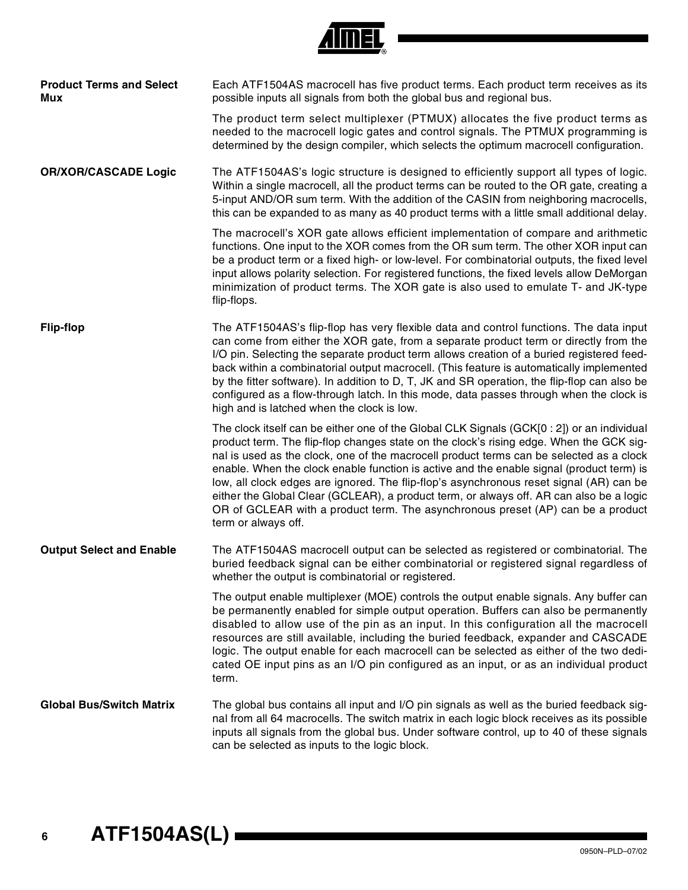## Product Terms and Select Mux

Each ATF1504AS macrocell has five product terms. Each product term receives as its possible inputs all signals from both the global bus and regional bus.

The product term select multiplexer (PTMUX) allocates the five product terms as needed to the macrocell logic gates and control signals. The PTMUX programming is determined by the design compiler, which selects the optimum macrocell configuration.

## OR/XOR/CASCADE Logic

The ATF1504AS's logic structure is designed to efficiently support all types of logic. Within a single macrocell, all the product terms can be routed to the OR gate, creating a 5-input AND/OR sum term. With the addition of the CASIN from neighboring macrocells, this can be expanded to as many as 40 product terms with a little small additional delay.

The macrocell's XOR gate allows efficient implementation of compare and arithmetic functions. One input to the XOR comes from the OR sum term. The other XOR input can be a product term or a fixed high- or low-level. For combinatorial outputs, the fixed level input allows polarity selection. For registered functions, the fixed levels allow DeMorgan minimization of product terms. The XOR gate is also used to emulate T- and JK-type flip-flops.

## Flip-flop

The ATF1504AS's flip-flop has very flexible data and control functions. The data input can come from either the XOR gate, from a separate product term or directly from the I/O pin. Selecting the separate product term allows creation of a buried registered feedback within a combinatorial output macrocell. (This feature is automatically implemented by the fitter software). In addition to D, T, JK and SR operation, the flip-flop can also be configured as a flow-through latch. In this mode, data passes through when the clock is high and is latched when the clock is low.

The clock itself can be either one of the Global CLK Signals (GCK[0 : 2]) or an individual product term. The flip-flop changes state on the clock's rising edge. When the GCK signal is used as the clock, one of the macrocell product terms can be selected as a clock enable. When the clock enable function is active and the enable signal (product term) is low, all clock edges are ignored. The flip-flop's asynchronous reset signal (AR) can be either the Global Clear (GCLEAR), a product term, or always off. AR can also be a logic OR of GCLEAR with a product term. The asynchronous preset (AP) can be a product term or always off.

## Output Select and Enable

The ATF1504AS macrocell output can be selected as registered or combinatorial. The buried feedback signal can be either combinatorial or registered signal regardless of whether the output is combinatorial or registered.

The output enable multiplexer (MOE) controls the output enable signals. Any buffer can be permanently enabled for simple output operation. Buffers can also be permanently disabled to allow use of the pin as an input. In this configuration all the macrocell resources are still available, including the buried feedback, expander and CASCADE logic. The output enable for each macrocell can be selected as either of the two dedicated OE input pins as an I/O pin configured as an input, or as an individual product term.

## Global Bus/Switch Matrix

The global bus contains all input and I/O pin signals as well as the buried feedback signal from all 64 macrocells. The switch matrix in each logic block receives as its possible inputs all signals from the global bus. Under software control, up to 40 of these signals can be selected as inputs to the logic block.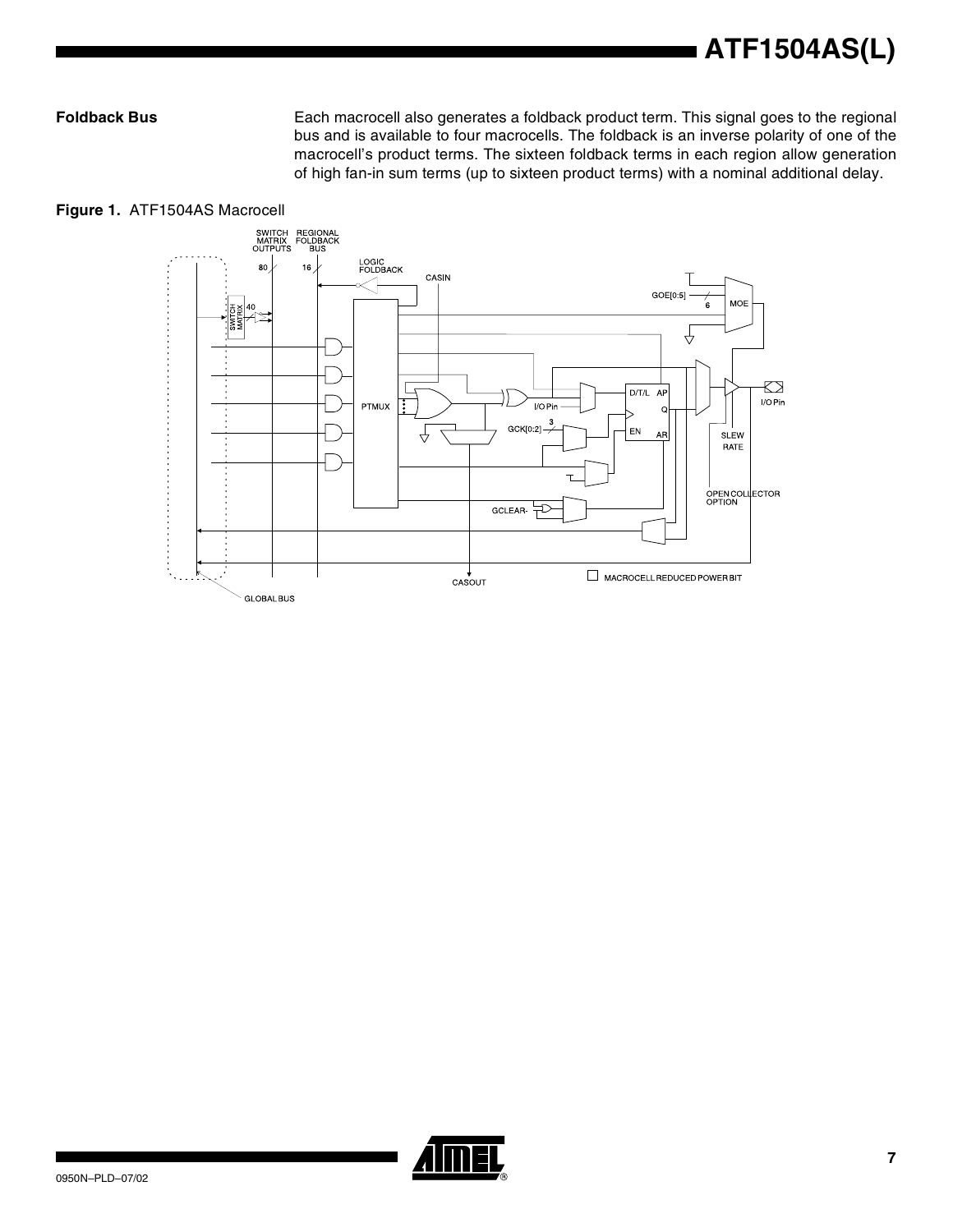## Foldback Bus

Each macrocell also generates a foldback product term. This signal goes to the regional bus and is available to four macrocells. The foldback is an inverse polarity of one of the macrocell's product terms. The sixteen foldback terms in each region allow generation of high fan-in sum terms (up to sixteen product terms) with a nominal additional delay.

**Figure 1.** ATF1504AS Macrocell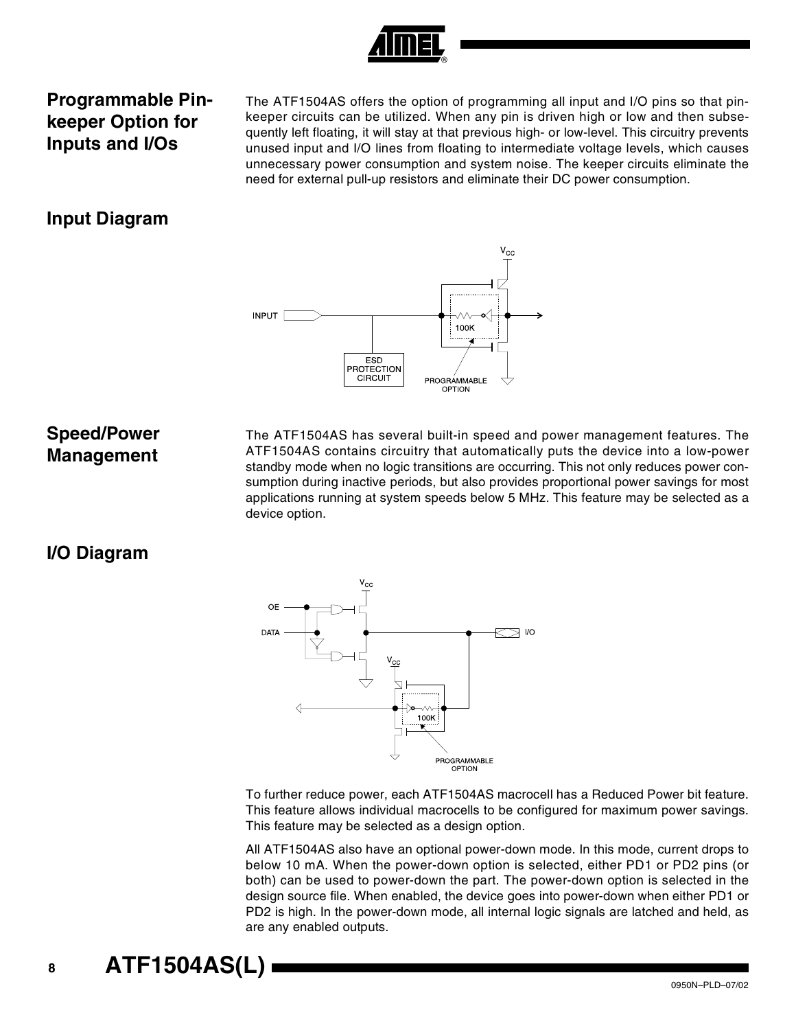## Programmable Pin-keeper Option for Inputs and I/Os

The ATF1504AS offers the option of programming all input and I/O pins so that pin-keeper circuits can be utilized. When any pin is driven high or low and then subsequently left floating, it will stay at that previous high- or low-level. This circuitry prevents unused input and I/O lines from floating to intermediate voltage levels, which causes unnecessary power consumption and system noise. The keeper circuits eliminate the need for external pull-up resistors and eliminate their DC power consumption.

## Input Diagram

## Speed/Power Management

The ATF1504AS has several built-in speed and power management features. The ATF1504AS contains circuitry that automatically puts the device into a low-power standby mode when no logic transitions are occurring. This not only reduces power consumption during inactive periods, but also provides proportional power savings for most applications running at system speeds below 5 MHz. This feature may be selected as a device option.

## I/O Diagram

To further reduce power, each ATF1504AS macrocell has a Reduced Power bit feature. This feature allows individual macrocells to be configured for maximum power savings. This feature may be selected as a design option.

All ATF1504AS also have an optional power-down mode. In this mode, current drops to below 10 mA. When the power-down option is selected, either PD1 or PD2 pins (or both) can be used to power-down the part. The power-down option is selected in the design source file. When enabled, the device goes into power-down when either PD1 or PD2 is high. In the power-down mode, all internal logic signals are latched and held, as are any enabled outputs.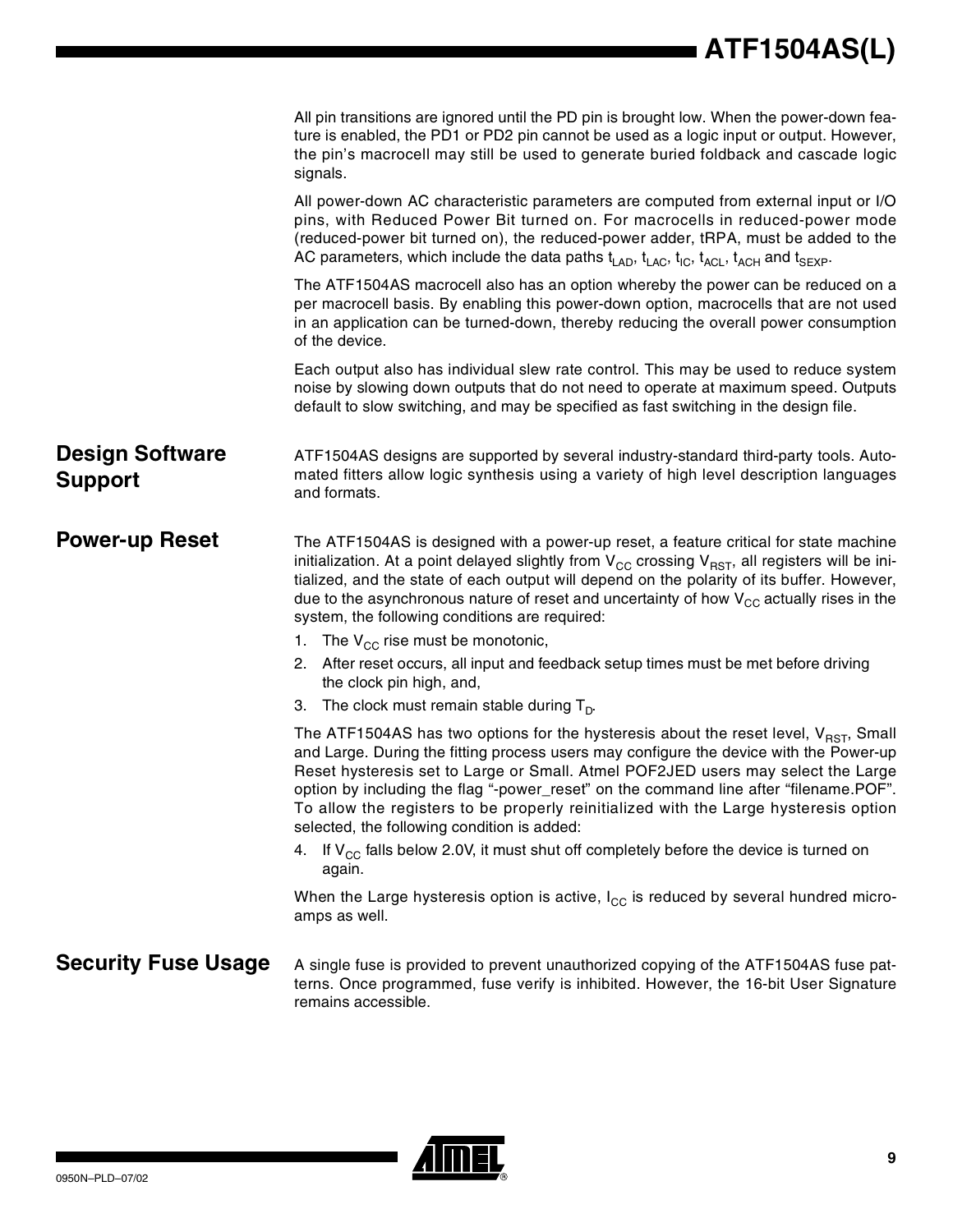All pin transitions are ignored until the PD pin is brought low. When the power-down feature is enabled, the PD1 or PD2 pin cannot be used as a logic input or output. However, the pin's macrocell may still be used to generate buried foldback and cascade logic signals.

All power-down AC characteristic parameters are computed from external input or I/O pins, with Reduced Power Bit turned on. For macrocells in reduced-power mode (reduced-power bit turned on), the reduced-power adder, tRPA, must be added to the AC parameters, which include the data paths $t_{LAD}$, $t_{LAC}$, $t_{IC}$, $t_{ACL}$, $t_{ACH}$ and $t_{SEXP}$.

The ATF1504AS macrocell also has an option whereby the power can be reduced on a per macrocell basis. By enabling this power-down option, macrocells that are not used in an application can be turned-down, thereby reducing the overall power consumption of the device.

Each output also has individual slew rate control. This may be used to reduce system noise by slowing down outputs that do not need to operate at maximum speed. Outputs default to slow switching, and may be specified as fast switching in the design file.

## Design Software Support

ATF1504AS designs are supported by several industry-standard third-party tools. Automated fitters allow logic synthesis using a variety of high level description languages and formats.

## Power-up Reset

The ATF1504AS is designed with a power-up reset, a feature critical for state machine initialization. At a point delayed slightly from $V_{CC}$ crossing $V_{RST}$, all registers will be initialized, and the state of each output will depend on the polarity of its buffer. However, due to the asynchronous nature of reset and uncertainty of how $V_{CC}$ actually rises in the system, the following conditions are required:

1. The $V_{CC}$ rise must be monotonic,
2. After reset occurs, all input and feedback setup times must be met before driving the clock pin high, and,
3. The clock must remain stable during $T_D$.

The ATF1504AS has two options for the hysteresis about the reset level, $V_{RST}$, Small and Large. During the fitting process users may configure the device with the Power-up Reset hysteresis set to Large or Small. Atmel POF2JED users may select the Large option by including the flag "-power_reset" on the command line after "filename.POF". To allow the registers to be properly reinitialized with the Large hysteresis option selected, the following condition is added:

4. If $V_{CC}$ falls below 2.0V, it must shut off completely before the device is turned on again.

When the Large hysteresis option is active, $I_{CC}$ is reduced by several hundred microamps as well.

## Security Fuse Usage

A single fuse is provided to prevent unauthorized copying of the ATF1504AS fuse patterns. Once programmed, fuse verify is inhibited. However, the 16-bit User Signature remains accessible.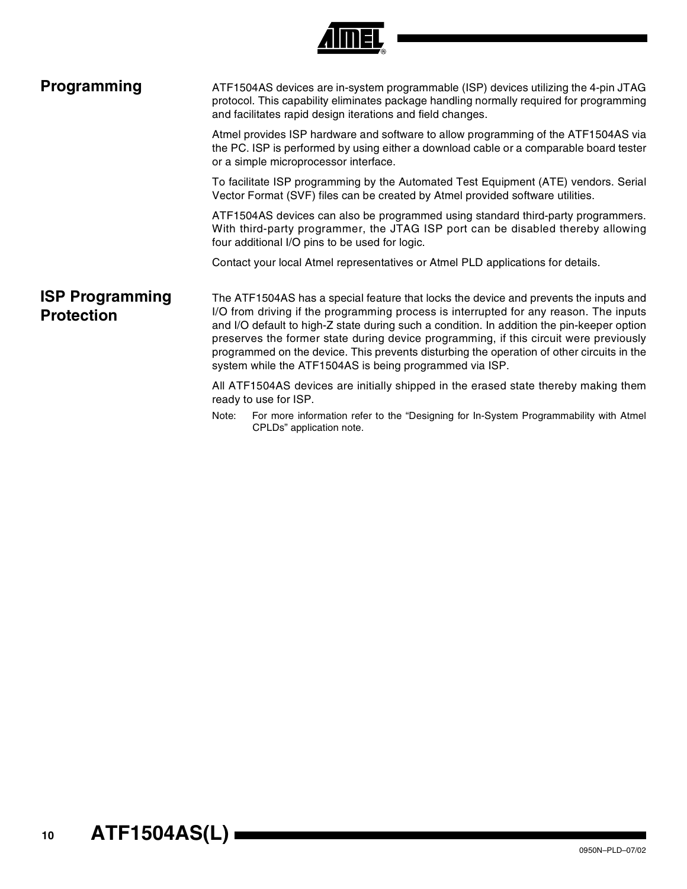## Programming

ATF1504AS devices are in-system programmable (ISP) devices utilizing the 4-pin JTAG protocol. This capability eliminates package handling normally required for programming and facilitates rapid design iterations and field changes.

Atmel provides ISP hardware and software to allow programming of the ATF1504AS via the PC. ISP is performed by using either a download cable or a comparable board tester or a simple microprocessor interface.

To facilitate ISP programming by the Automated Test Equipment (ATE) vendors. Serial Vector Format (SVF) files can be created by Atmel provided software utilities.

ATF1504AS devices can also be programmed using standard third-party programmers. With third-party programmer, the JTAG ISP port can be disabled thereby allowing four additional I/O pins to be used for logic.

Contact your local Atmel representatives or Atmel PLD applications for details.

## ISP Programming Protection

The ATF1504AS has a special feature that locks the device and prevents the inputs and I/O from driving if the programming process is interrupted for any reason. The inputs and I/O default to high-Z state during such a condition. In addition the pin-keeper option preserves the former state during device programming, if this circuit were previously programmed on the device. This prevents disturbing the operation of other circuits in the system while the ATF1504AS is being programmed via ISP.

All ATF1504AS devices are initially shipped in the erased state thereby making them ready to use for ISP.

Note: For more information refer to the "Designing for In-System Programmability with Atmel CPLDs" application note.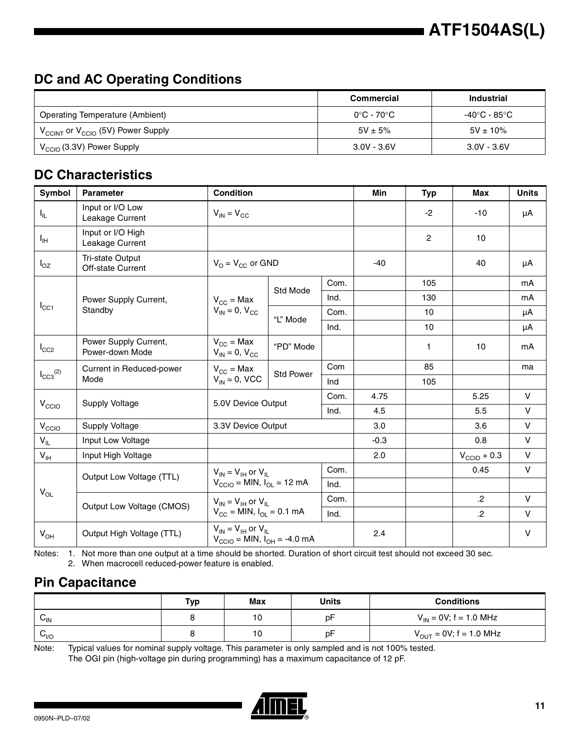## DC and AC Operating Conditions

| | Commercial | Industrial |
|---|---|---|
| Operating Temperature (Ambient) | 0°C - 70°C | -40°C - 85°C |
| $V_{CCINT}$ or $V_{CCIO}$ (5V) Power Supply | 5V ± 5% | 5V ± 10% |
| $V_{CCIO}$ (3.3V) Power Supply | 3.0V - 3.6V | 3.0V - 3.6V |

## DC Characteristics

| Symbol | Parameter | Condition | | | Min | Typ | Max | Units |
|---|---|---|---|---|---|---|---|---|
| $I_{IL}$ | Input or I/O Low Leakage Current | $V_{IN} = V_{CC}$ | | | | -2 | -10 | µA |
| $I_{IH}$ | Input or I/O High Leakage Current | | | | | 2 | 10 | |
| $I_{OZ}$ | Tri-state Output Off-state Current | $V_O = V_{CC}$ or GND | | | -40 | | 40 | µA |
| $I_{CC1}$ | Power Supply Current, Standby | $V_{CC}$ = Max $V_{IN} = 0, V_{CC}$ | Std Mode | Com. | | 105 | | mA |
| | | | | Ind. | | 130 | | mA |
| | | | "L" Mode | Com. | | 10 | | µA |
| | | | | Ind. | | 10 | | µA |
| $I_{CC2}$ | Power Supply Current, Power-down Mode | $V_{CC}$ = Max $V_{IN} = 0, V_{CC}$ | "PD" Mode | | | 1 | 10 | mA |
| $I_{CC3}$ (2) | Current in Reduced-power Mode | $V_{CC}$ = Max $V_{IN}$ = 0, VCC | Std Power | Com | | 85 | | ma |
| | | | | Ind | | 105 | | |
| $V_{CCIO}$ | Supply Voltage | 5.0V Device Output | | Com. | 4.75 | | 5.25 | V |
| | | | | Ind. | 4.5 | | 5.5 | V |
| $V_{CCIO}$ | Supply Voltage | 3.3V Device Output | | | 3.0 | | 3.6 | V |
| $V_{IL}$ | Input Low Voltage | | | | -0.3 | | 0.8 | V |
| $V_{IH}$ | Input High Voltage | | | | 2.0 | | $V_{CCIO}$ + 0.3 | V |
| $V_{OL}$ | Output Low Voltage (TTL) | $V_{IN} = V_{IH}$ or $V_{IL}$ $V_{CCIO}$ = MIN, $I_{OL}$ = 12 mA | | Com. | | | 0.45 | V |
| | | | | Ind. | | | | |
| | Output Low Voltage (CMOS) | $V_{IN} = V_{IH}$ or $V_{IL}$ $V_{CC}$ = MIN, $I_{OL}$ = 0.1 mA | | Com. | | | .2 | V |
| | | | | Ind. | | | .2 | V |
| $V_{OH}$ | Output High Voltage (TTL) | $V_{IN} = V_{IH}$ or $V_{IL}$ $V_{CCIO}$ = MIN, $I_{OH}$ = -4.0 mA | | | 2.4 | | | V |

Notes: 1. Not more than one output at a time should be shorted. Duration of short circuit test should not exceed 30 sec.
2. When macrocell reduced-power feature is enabled.

## Pin Capacitance

| | Typ | Max | Units | Conditions |
|---|---|---|---|---|
| $C_{IN}$ | 8 | 10 | pF | $V_{IN}$ = 0V; f = 1.0 MHz |
| $C_{I/O}$ | 8 | 10 | pF | $V_{OUT}$ = 0V; f = 1.0 MHz |

Note: Typical values for nominal supply voltage. This parameter is only sampled and is not 100% tested.
The OGI pin (high-voltage pin during programming) has a maximum capacitance of 12 pF.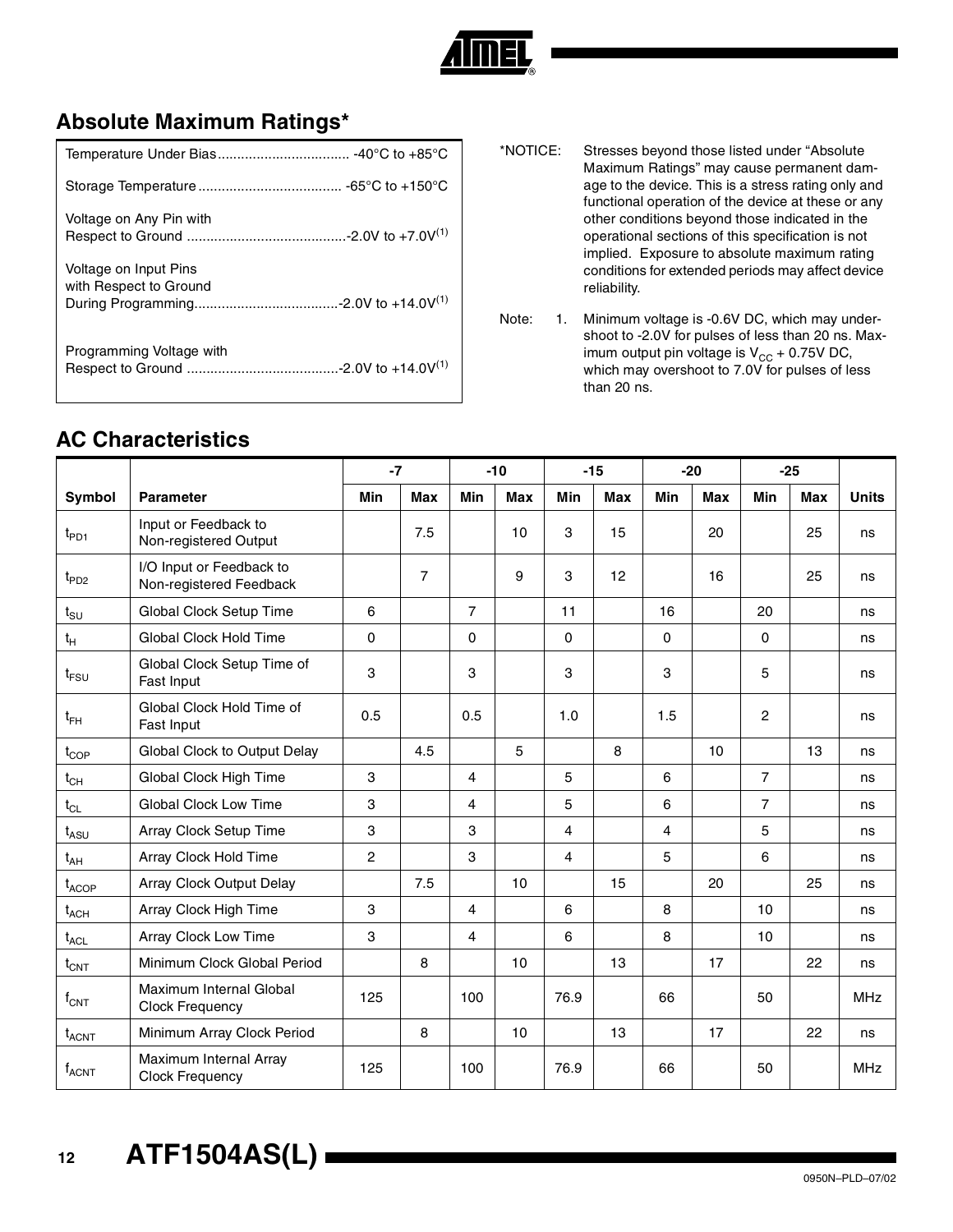## Absolute Maximum Ratings*

| | |
|---|---|
| Temperature Under Bias | -40°C to +85°C |
| Storage Temperature | -65°C to +150°C |
| Voltage on Any Pin with Respect to Ground | -2.0V to +7.0V[1] |
| Voltage on Input Pins with Respect to Ground During Programming | -2.0V to +14.0V[1] |
| Programming Voltage with Respect to Ground | -2.0V to +14.0V[1] |

*NOTICE: Stresses beyond those listed under "Absolute Maximum Ratings" may cause permanent damage to the device. This is a stress rating only and functional operation of the device at these or any other conditions beyond those indicated in the operational sections of this specification is not implied. Exposure to absolute maximum rating conditions for extended periods may affect device reliability.

Note: 1. Minimum voltage is -0.6V DC, which may undershoot to -2.0V for pulses of less than 20 ns. Maximum output pin voltage is $V_{CC}$ + 0.75V DC, which may overshoot to 7.0V for pulses of less than 20 ns.

## AC Characteristics

| | | -7 | | -10 | | -15 | | -20 | | -25 | | |
|---|---|---|---|---|---|---|---|---|---|---|---|---|
| **Symbol** | **Parameter** | **Min** | **Max** | **Min** | **Max** | **Min** | **Max** | **Min** | **Max** | **Min** | **Max** | **Units** |
| $t_{PD1}$ | Input or Feedback to Non-registered Output | | 7.5 | | 10 | 3 | 15 | | 20 | | 25 | ns |
| $t_{PD2}$ | I/O Input or Feedback to Non-registered Feedback | | 7 | | 9 | 3 | 12 | | 16 | | 25 | ns |
| $t_{SU}$ | Global Clock Setup Time | 6 | | 7 | | 11 | | 16 | | 20 | | ns |
| $t_H$ | Global Clock Hold Time | 0 | | 0 | | 0 | | 0 | | 0 | | ns |
| $t_{FSU}$ | Global Clock Setup Time of Fast Input | 3 | | 3 | | 3 | | 3 | | 5 | | ns |
| $t_{FH}$ | Global Clock Hold Time of Fast Input | 0.5 | | 0.5 | | 1.0 | | 1.5 | | 2 | | ns |
| $t_{COP}$ | Global Clock to Output Delay | | 4.5 | | 5 | | 8 | | 10 | | 13 | ns |
| $t_{CH}$ | Global Clock High Time | 3 | | 4 | | 5 | | 6 | | 7 | | ns |
| $t_{CL}$ | Global Clock Low Time | 3 | | 4 | | 5 | | 6 | | 7 | | ns |
| $t_{ASU}$ | Array Clock Setup Time | 3 | | 3 | | 4 | | 4 | | 5 | | ns |
| $t_{AH}$ | Array Clock Hold Time | 2 | | 3 | | 4 | | 5 | | 6 | | ns |
| $t_{ACOP}$ | Array Clock Output Delay | | 7.5 | | 10 | | 15 | | 20 | | 25 | ns |
| $t_{ACH}$ | Array Clock High Time | 3 | | 4 | | 6 | | 8 | | 10 | | ns |
| $t_{ACL}$ | Array Clock Low Time | 3 | | 4 | | 6 | | 8 | | 10 | | ns |
| $t_{CNT}$ | Minimum Clock Global Period | | 8 | | 10 | | 13 | | 17 | | 22 | ns |
| $f_{CNT}$ | Maximum Internal Global Clock Frequency | 125 | | 100 | | 76.9 | | 66 | | 50 | | MHz |
| $t_{ACNT}$ | Minimum Array Clock Period | | 8 | | 10 | | 13 | | 17 | | 22 | ns |
| $f_{ACNT}$ | Maximum Internal Array Clock Frequency | 125 | | 100 | | 76.9 | | 66 | | 50 | | MHz |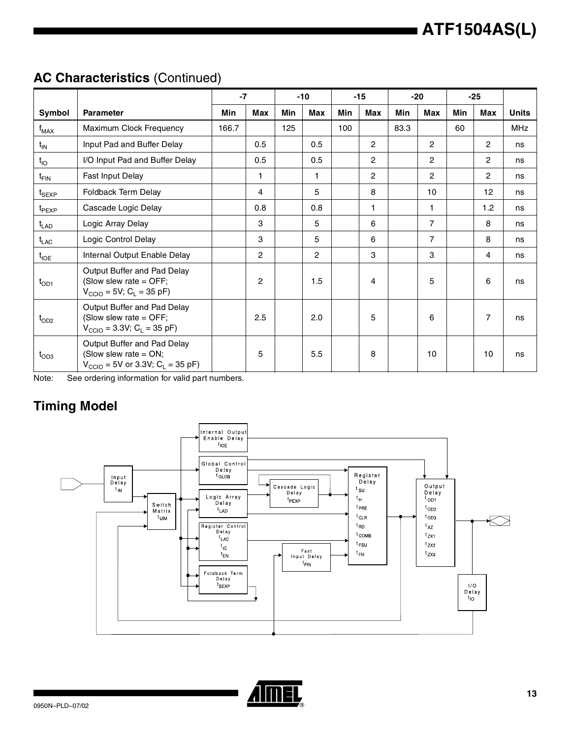## AC Characteristics (Continued)

| Symbol | Parameter | -7 |  | -10 |  | -15 |  | -20 |  | -25 |  | Units |
|---|---|---|---|---|---|---|---|---|---|---|---|---|
|  |  | Min | Max | Min | Max | Min | Max | Min | Max | Min | Max |  |
| $f_{MAX}$ | Maximum Clock Frequency | 166.7 |  | 125 |  | 100 |  | 83.3 |  | 60 |  | MHz |
| $t_{IN}$ | Input Pad and Buffer Delay |  | 0.5 |  | 0.5 |  | 2 |  | 2 |  | 2 | ns |
| $t_{IO}$ | I/O Input Pad and Buffer Delay |  | 0.5 |  | 0.5 |  | 2 |  | 2 |  | 2 | ns |
| $t_{FIN}$ | Fast Input Delay |  | 1 |  | 1 |  | 2 |  | 2 |  | 2 | ns |
| $t_{SEXP}$ | Foldback Term Delay |  | 4 |  | 5 |  | 8 |  | 10 |  | 12 | ns |
| $t_{PEXP}$ | Cascade Logic Delay |  | 0.8 |  | 0.8 |  | 1 |  | 1 |  | 1.2 | ns |
| $t_{LAD}$ | Logic Array Delay |  | 3 |  | 5 |  | 6 |  | 7 |  | 8 | ns |
| $t_{LAC}$ | Logic Control Delay |  | 3 |  | 5 |  | 6 |  | 7 |  | 8 | ns |
| $t_{IOE}$ | Internal Output Enable Delay |  | 2 |  | 2 |  | 3 |  | 3 |  | 4 | ns |
| $t_{OD1}$ | Output Buffer and Pad Delay (Slow slew rate = OFF; $V_{CCIO}$ = 5V; $C_L$ = 35 pF) |  | 2 |  | 1.5 |  | 4 |  | 5 |  | 6 | ns |
| $t_{OD2}$ | Output Buffer and Pad Delay (Slow slew rate = OFF; $V_{CCIO}$ = 3.3V; $C_L$ = 35 pF) |  | 2.5 |  | 2.0 |  | 5 |  | 6 |  | 7 | ns |
| $t_{OD3}$ | Output Buffer and Pad Delay (Slow slew rate = ON; $V_{CCIO}$ = 5V or 3.3V; $C_L$ = 35 pF) |  | 5 |  | 5.5 |  | 8 |  | 10 |  | 10 | ns |

Note: See ordering information for valid part numbers.

## Timing Model

Input Delay $t_{IN}$; Switch Matrix $t_{UIM}$; Internal Output Enable Delay $t_{IOE}$; Global Control Delay $t_{GLOB}$; Logic Array Delay $t_{LAD}$; Register Control Delay $t_{LAC}$, $t_{IC}$, $t_{EN}$; Foldback Term Delay $t_{SEXP}$; Cascade Logic Delay $t_{PEXP}$; Fast Input Delay $t_{FIN}$; Register Delay $t_{SU}$, $t_H$, $t_{PRE}$, $t_{CLR}$, $t_{RD}$, $t_{COMB}$, $t_{FSU}$, $t_{FH}$; Output Delay $t_{OD1}$, $t_{OD2}$, $t_{OD3}$, $t_{XZ}$, $t_{ZX1}$, $t_{ZX2}$, $t_{ZX3}$; I/O Delay $t_{IO}$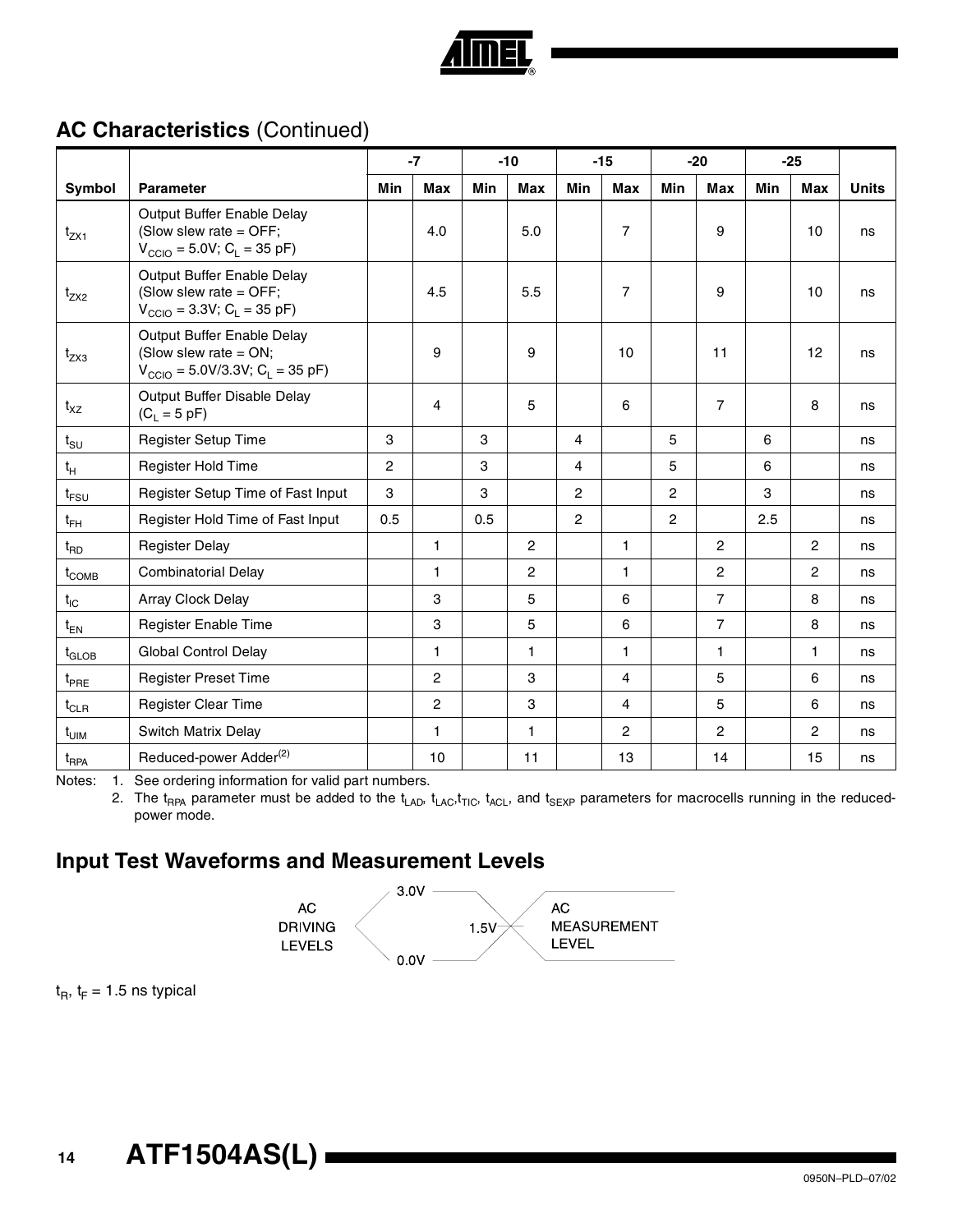## AC Characteristics (Continued)

| Symbol | Parameter | -7 | | -10 | | -15 | | -20 | | -25 | | Units |
|---|---|---|---|---|---|---|---|---|---|---|---|---|
| | | Min | Max | Min | Max | Min | Max | Min | Max | Min | Max | |
| $t_{ZX1}$ | Output Buffer Enable Delay (Slow slew rate = OFF; $V_{CCIO}$ = 5.0V; $C_L$ = 35 pF) | | 4.0 | | 5.0 | | 7 | | 9 | | 10 | ns |
| $t_{ZX2}$ | Output Buffer Enable Delay (Slow slew rate = OFF; $V_{CCIO}$ = 3.3V; $C_L$ = 35 pF) | | 4.5 | | 5.5 | | 7 | | 9 | | 10 | ns |
| $t_{ZX3}$ | Output Buffer Enable Delay (Slow slew rate = ON; $V_{CCIO}$ = 5.0V/3.3V; $C_L$ = 35 pF) | | 9 | | 9 | | 10 | | 11 | | 12 | ns |
| $t_{XZ}$ | Output Buffer Disable Delay ($C_L$ = 5 pF) | | 4 | | 5 | | 6 | | 7 | | 8 | ns |
| $t_{SU}$ | Register Setup Time | 3 | | 3 | | 4 | | 5 | | 6 | | ns |
| $t_H$ | Register Hold Time | 2 | | 3 | | 4 | | 5 | | 6 | | ns |
| $t_{FSU}$ | Register Setup Time of Fast Input | 3 | | 3 | | 2 | | 2 | | 3 | | ns |
| $t_{FH}$ | Register Hold Time of Fast Input | 0.5 | | 0.5 | | 2 | | 2 | | 2.5 | | ns |
| $t_{RD}$ | Register Delay | | 1 | | 2 | | 1 | | 2 | | 2 | ns |
| $t_{COMB}$ | Combinatorial Delay | | 1 | | 2 | | 1 | | 2 | | 2 | ns |
| $t_{IC}$ | Array Clock Delay | | 3 | | 5 | | 6 | | 7 | | 8 | ns |
| $t_{EN}$ | Register Enable Time | | 3 | | 5 | | 6 | | 7 | | 8 | ns |
| $t_{GLOB}$ | Global Control Delay | | 1 | | 1 | | 1 | | 1 | | 1 | ns |
| $t_{PRE}$ | Register Preset Time | | 2 | | 3 | | 4 | | 5 | | 6 | ns |
| $t_{CLR}$ | Register Clear Time | | 2 | | 3 | | 4 | | 5 | | 6 | ns |
| $t_{UIM}$ | Switch Matrix Delay | | 1 | | 1 | | 2 | | 2 | | 2 | ns |
| $t_{RPA}$ | Reduced-power Adder(2) | | 10 | | 11 | | 13 | | 14 | | 15 | ns |

Notes: 1. See ordering information for valid part numbers.

2. The $t_{RPA}$ parameter must be added to the $t_{LAD}$, $t_{LAC}$, $t_{TIC}$, $t_{ACL}$, and $t_{SEXP}$ parameters for macrocells running in the reduced-power mode.

## Input Test Waveforms and Measurement Levels

AC DRIVING LEVELS: 3.0V / 0.0V — AC MEASUREMENT LEVEL: 1.5V

$t_R$, $t_F$ = 1.5 ns typical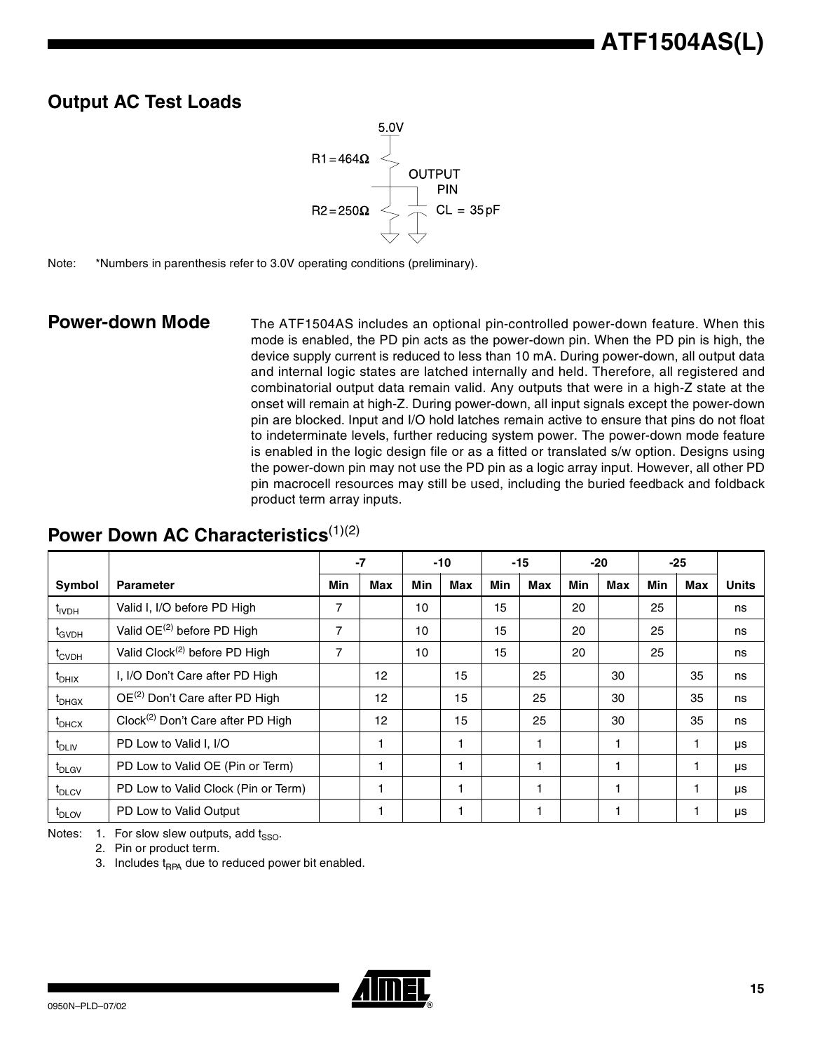## Output AC Test Loads

5.0V

R1 = 464Ω

OUTPUT PIN

R2 = 250Ω

CL = 35 pF

Note: *Numbers in parenthesis refer to 3.0V operating conditions (preliminary).

## Power-down Mode

The ATF1504AS includes an optional pin-controlled power-down feature. When this mode is enabled, the PD pin acts as the power-down pin. When the PD pin is high, the device supply current is reduced to less than 10 mA. During power-down, all output data and internal logic states are latched internally and held. Therefore, all registered and combinatorial output data remain valid. Any outputs that were in a high-Z state at the onset will remain at high-Z. During power-down, all input signals except the power-down pin are blocked. Input and I/O hold latches remain active to ensure that pins do not float to indeterminate levels, further reducing system power. The power-down mode feature is enabled in the logic design file or as a fitted or translated s/w option. Designs using the power-down pin may not use the PD pin as a logic array input. However, all other PD pin macrocell resources may still be used, including the buried feedback and foldback product term array inputs.

## Power Down AC Characteristics(1)(2)

| | | -7 | | -10 | | -15 | | -20 | | -25 | | |
|---|---|---|---|---|---|---|---|---|---|---|---|---|
| Symbol | Parameter | Min | Max | Min | Max | Min | Max | Min | Max | Min | Max | Units |
| $t_{IVDH}$ | Valid I, I/O before PD High | 7 | | 10 | | 15 | | 20 | | 25 | | ns |
| $t_{GVDH}$ | Valid OE(2) before PD High | 7 | | 10 | | 15 | | 20 | | 25 | | ns |
| $t_{CVDH}$ | Valid Clock(2) before PD High | 7 | | 10 | | 15 | | 20 | | 25 | | ns |
| $t_{DHIX}$ | I, I/O Don't Care after PD High | | 12 | | 15 | | 25 | | 30 | | 35 | ns |
| $t_{DHGX}$ | OE(2) Don't Care after PD High | | 12 | | 15 | | 25 | | 30 | | 35 | ns |
| $t_{DHCX}$ | Clock(2) Don't Care after PD High | | 12 | | 15 | | 25 | | 30 | | 35 | ns |
| $t_{DLIV}$ | PD Low to Valid I, I/O | | 1 | | 1 | | 1 | | 1 | | 1 | µs |
| $t_{DLGV}$ | PD Low to Valid OE (Pin or Term) | | 1 | | 1 | | 1 | | 1 | | 1 | µs |
| $t_{DLCV}$ | PD Low to Valid Clock (Pin or Term) | | 1 | | 1 | | 1 | | 1 | | 1 | µs |
| $t_{DLOV}$ | PD Low to Valid Output | | 1 | | 1 | | 1 | | 1 | | 1 | µs |

Notes: 1. For slow slew outputs, add $t_{SSO}$.
2. Pin or product term.
3. Includes $t_{RPA}$ due to reduced power bit enabled.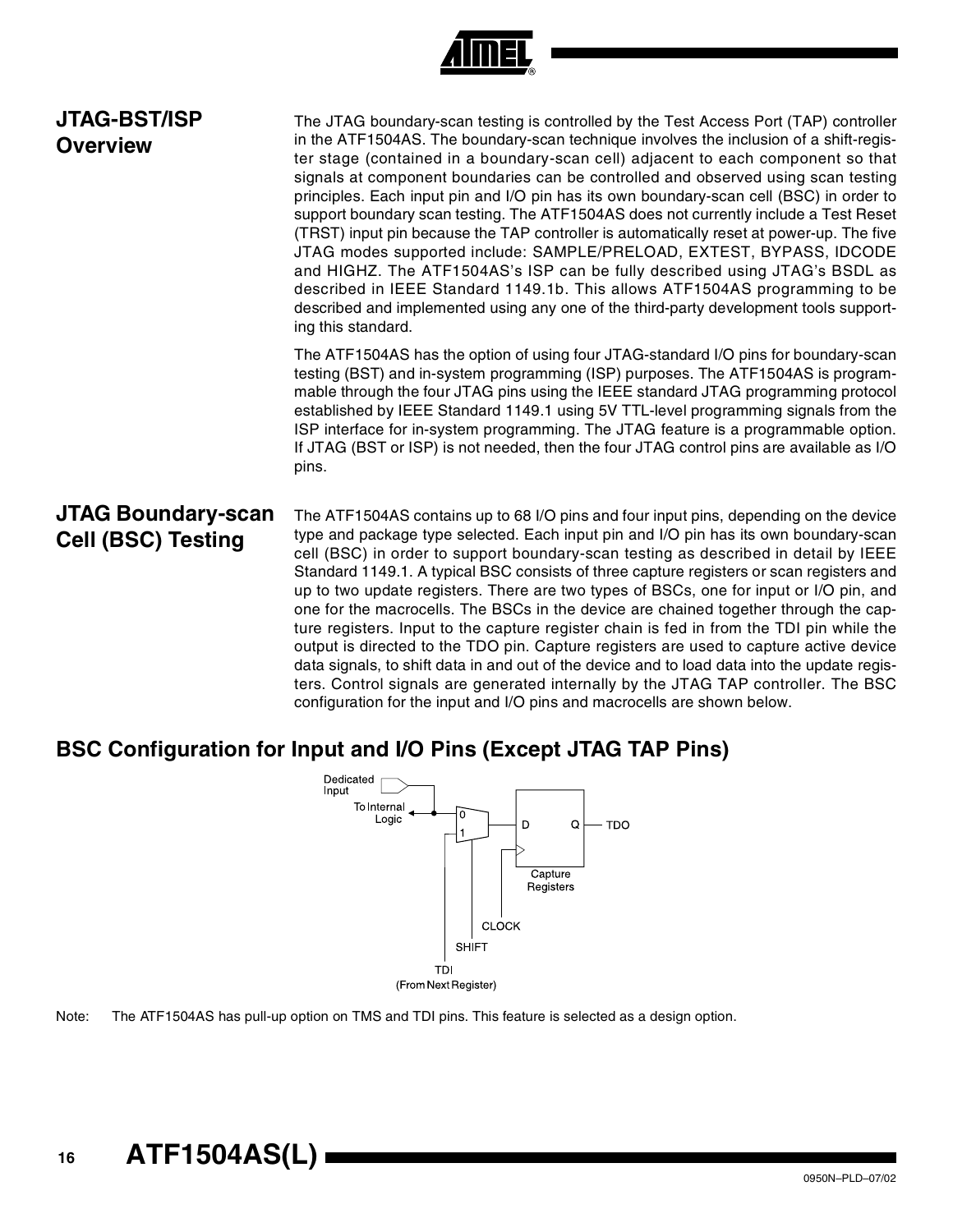## JTAG-BST/ISP Overview

The JTAG boundary-scan testing is controlled by the Test Access Port (TAP) controller in the ATF1504AS. The boundary-scan technique involves the inclusion of a shift-register stage (contained in a boundary-scan cell) adjacent to each component so that signals at component boundaries can be controlled and observed using scan testing principles. Each input pin and I/O pin has its own boundary-scan cell (BSC) in order to support boundary scan testing. The ATF1504AS does not currently include a Test Reset (TRST) input pin because the TAP controller is automatically reset at power-up. The five JTAG modes supported include: SAMPLE/PRELOAD, EXTEST, BYPASS, IDCODE and HIGHZ. The ATF1504AS's ISP can be fully described using JTAG's BSDL as described in IEEE Standard 1149.1b. This allows ATF1504AS programming to be described and implemented using any one of the third-party development tools supporting this standard.

The ATF1504AS has the option of using four JTAG-standard I/O pins for boundary-scan testing (BST) and in-system programming (ISP) purposes. The ATF1504AS is programmable through the four JTAG pins using the IEEE standard JTAG programming protocol established by IEEE Standard 1149.1 using 5V TTL-level programming signals from the ISP interface for in-system programming. The JTAG feature is a programmable option. If JTAG (BST or ISP) is not needed, then the four JTAG control pins are available as I/O pins.

## JTAG Boundary-scan Cell (BSC) Testing

The ATF1504AS contains up to 68 I/O pins and four input pins, depending on the device type and package type selected. Each input pin and I/O pin has its own boundary-scan cell (BSC) in order to support boundary-scan testing as described in detail by IEEE Standard 1149.1. A typical BSC consists of three capture registers or scan registers and up to two update registers. There are two types of BSCs, one for input or I/O pin, and one for the macrocells. The BSCs in the device are chained together through the capture registers. Input to the capture register chain is fed in from the TDI pin while the output is directed to the TDO pin. Capture registers are used to capture active device data signals, to shift data in and out of the device and to load data into the update registers. Control signals are generated internally by the JTAG TAP controller. The BSC configuration for the input and I/O pins and macrocells are shown below.

## BSC Configuration for Input and I/O Pins (Except JTAG TAP Pins)

Dedicated Input

To Internal Logic

0

1

D Q TDO

Capture Registers

CLOCK

SHIFT

TDI (From Next Register)

Note: The ATF1504AS has pull-up option on TMS and TDI pins. This feature is selected as a design option.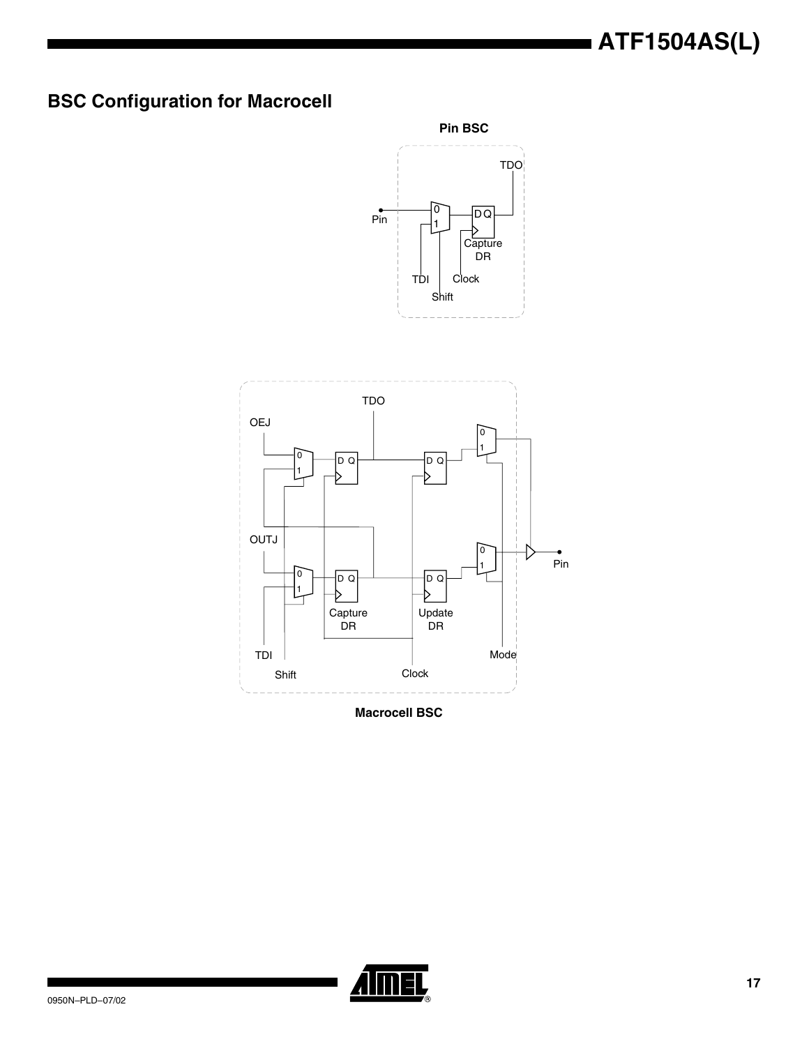## BSC Configuration for Macrocell

**Pin BSC**

**Macrocell BSC**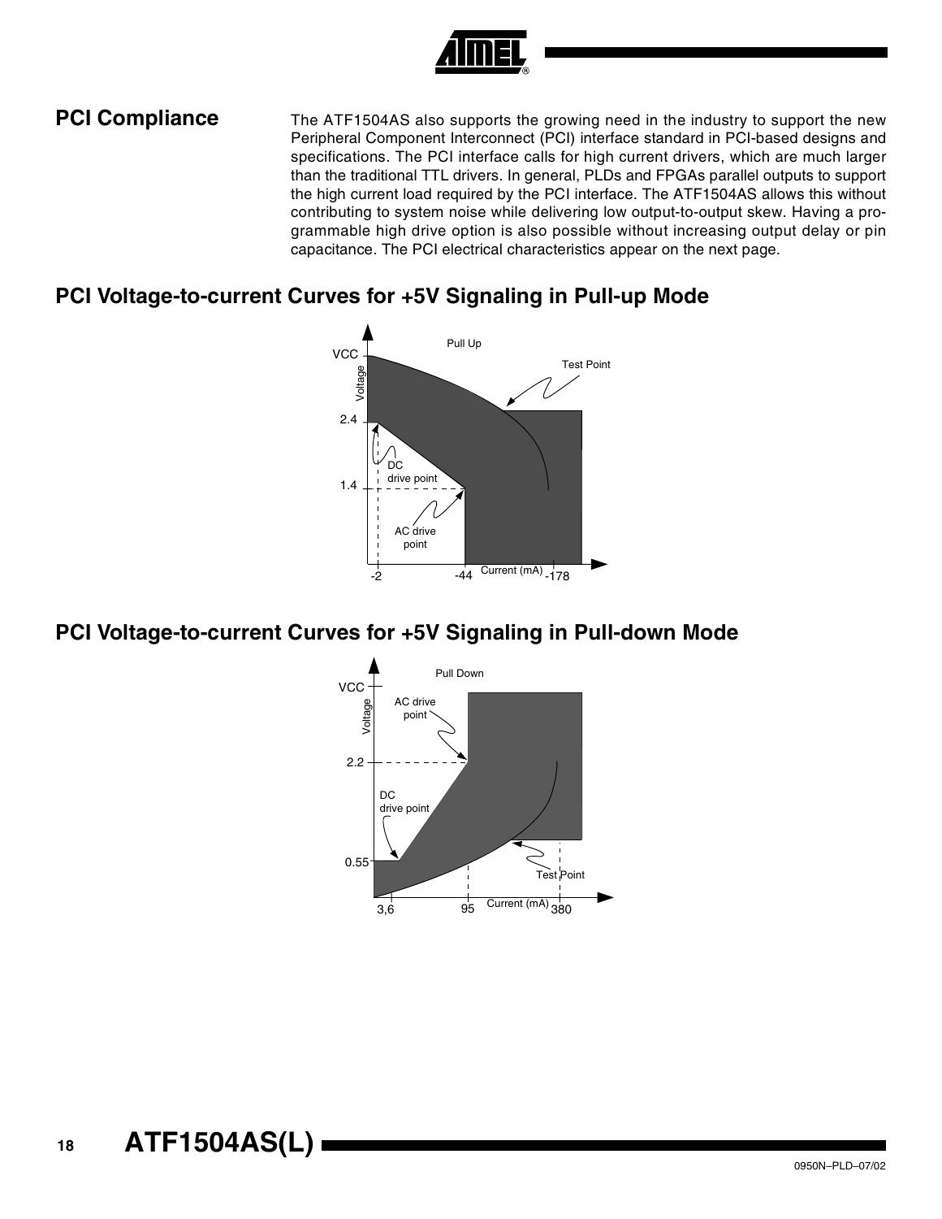## PCI Compliance

The ATF1504AS also supports the growing need in the industry to support the new Peripheral Component Interconnect (PCI) interface standard in PCI-based designs and specifications. The PCI interface calls for high current drivers, which are much larger than the traditional TTL drivers. In general, PLDs and FPGAs parallel outputs to support the high current load required by the PCI interface. The ATF1504AS allows this without contributing to system noise while delivering low output-to-output skew. Having a programmable high drive option is also possible without increasing output delay or pin capacitance. The PCI electrical characteristics appear on the next page.

## PCI Voltage-to-current Curves for +5V Signaling in Pull-up Mode

## PCI Voltage-to-current Curves for +5V Signaling in Pull-down Mode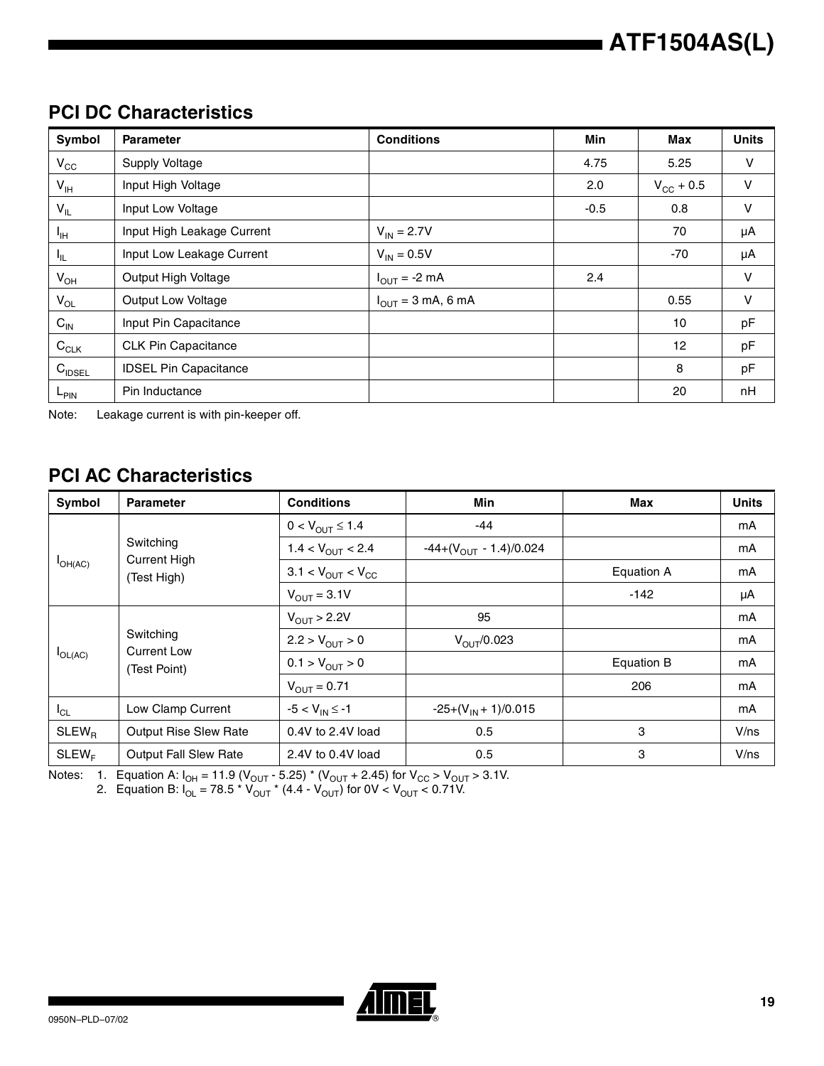## PCI DC Characteristics

| Symbol | Parameter | Conditions | Min | Max | Units |
|---|---|---|---|---|---|
| $V_{CC}$ | Supply Voltage | | 4.75 | 5.25 | V |
| $V_{IH}$ | Input High Voltage | | 2.0 | $V_{CC}$ + 0.5 | V |
| $V_{IL}$ | Input Low Voltage | | -0.5 | 0.8 | V |
| $I_{IH}$ | Input High Leakage Current | $V_{IN}$ = 2.7V | | 70 | µA |
| $I_{IL}$ | Input Low Leakage Current | $V_{IN}$ = 0.5V | | -70 | µA |
| $V_{OH}$ | Output High Voltage | $I_{OUT}$ = -2 mA | 2.4 | | V |
| $V_{OL}$ | Output Low Voltage | $I_{OUT}$ = 3 mA, 6 mA | | 0.55 | V |
| $C_{IN}$ | Input Pin Capacitance | | | 10 | pF |
| $C_{CLK}$ | CLK Pin Capacitance | | | 12 | pF |
| $C_{IDSEL}$ | IDSEL Pin Capacitance | | | 8 | pF |
| $L_{PIN}$ | Pin Inductance | | | 20 | nH |

Note: Leakage current is with pin-keeper off.

## PCI AC Characteristics

| Symbol | Parameter | Conditions | Min | Max | Units |
|---|---|---|---|---|---|
| $I_{OH(AC)}$ | Switching Current High (Test High) | $0 < V_{OUT} \leq 1.4$ | -44 | | mA |
| | | $1.4 < V_{OUT} < 2.4$ | $-44+(V_{OUT} - 1.4)/0.024$ | | mA |
| | | $3.1 < V_{OUT} < V_{CC}$ | | Equation A | mA |
| | | $V_{OUT}$ = 3.1V | | -142 | µA |
| $I_{OL(AC)}$ | Switching Current Low (Test Point) | $V_{OUT}$ > 2.2V | 95 | | mA |
| | | $2.2 > V_{OUT} > 0$ | $V_{OUT}/0.023$ | | mA |
| | | $0.1 > V_{OUT} > 0$ | | Equation B | mA |
| | | $V_{OUT}$ = 0.71 | | 206 | mA |
| $I_{CL}$ | Low Clamp Current | $-5 < V_{IN} \leq -1$ | $-25+(V_{IN} + 1)/0.015$ | | mA |
| $SLEW_R$ | Output Rise Slew Rate | 0.4V to 2.4V load | 0.5 | 3 | V/ns |
| $SLEW_F$ | Output Fall Slew Rate | 2.4V to 0.4V load | 0.5 | 3 | V/ns |

Notes:
1. Equation A: $I_{OH} = 11.9 (V_{OUT} - 5.25) * (V_{OUT} + 2.45)$ for $V_{CC} > V_{OUT} > 3.1V$.
2. Equation B: $I_{OL} = 78.5 * V_{OUT} * (4.4 - V_{OUT})$ for $0V < V_{OUT} < 0.71V$.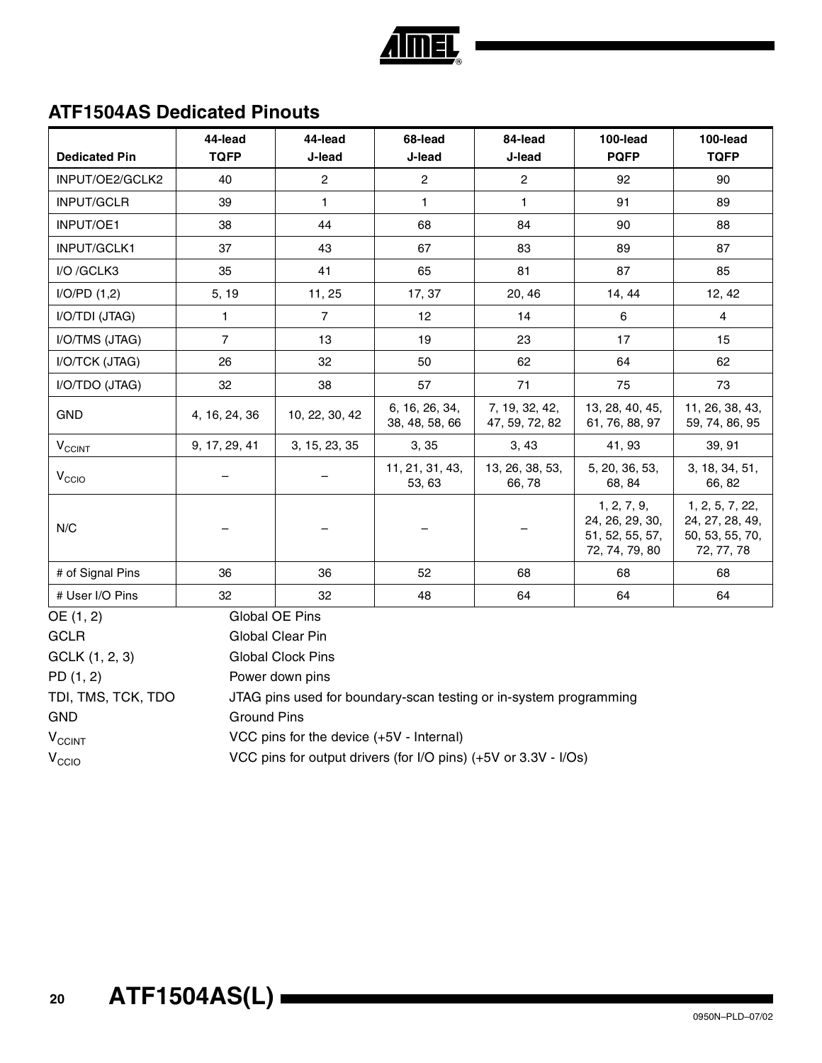## ATF1504AS Dedicated Pinouts

| Dedicated Pin | 44-lead TQFP | 44-lead J-lead | 68-lead J-lead | 84-lead J-lead | 100-lead PQFP | 100-lead TQFP |
|---|---|---|---|---|---|---|
| INPUT/OE2/GCLK2 | 40 | 2 | 2 | 2 | 92 | 90 |
| INPUT/GCLR | 39 | 1 | 1 | 1 | 91 | 89 |
| INPUT/OE1 | 38 | 44 | 68 | 84 | 90 | 88 |
| INPUT/GCLK1 | 37 | 43 | 67 | 83 | 89 | 87 |
| I/O /GCLK3 | 35 | 41 | 65 | 81 | 87 | 85 |
| I/O/PD (1,2) | 5, 19 | 11, 25 | 17, 37 | 20, 46 | 14, 44 | 12, 42 |
| I/O/TDI (JTAG) | 1 | 7 | 12 | 14 | 6 | 4 |
| I/O/TMS (JTAG) | 7 | 13 | 19 | 23 | 17 | 15 |
| I/O/TCK (JTAG) | 26 | 32 | 50 | 62 | 64 | 62 |
| I/O/TDO (JTAG) | 32 | 38 | 57 | 71 | 75 | 73 |
| GND | 4, 16, 24, 36 | 10, 22, 30, 42 | 6, 16, 26, 34, 38, 48, 58, 66 | 7, 19, 32, 42, 47, 59, 72, 82 | 13, 28, 40, 45, 61, 76, 88, 97 | 11, 26, 38, 43, 59, 74, 86, 95 |
| $V_{CCINT}$ | 9, 17, 29, 41 | 3, 15, 23, 35 | 3, 35 | 3, 43 | 41, 93 | 39, 91 |
| $V_{CCIO}$ | – | – | 11, 21, 31, 43, 53, 63 | 13, 26, 38, 53, 66, 78 | 5, 20, 36, 53, 68, 84 | 3, 18, 34, 51, 66, 82 |
| N/C | – | – | – | – | 1, 2, 7, 9, 24, 26, 29, 30, 51, 52, 55, 57, 72, 74, 79, 80 | 1, 2, 5, 7, 22, 24, 27, 28, 49, 50, 53, 55, 70, 72, 77, 78 |
| # of Signal Pins | 36 | 36 | 52 | 68 | 68 | 68 |
| # User I/O Pins | 32 | 32 | 48 | 64 | 64 | 64 |

| | |
|---|---|
| OE (1, 2) | Global OE Pins |
| GCLR | Global Clear Pin |
| GCLK (1, 2, 3) | Global Clock Pins |
| PD (1, 2) | Power down pins |
| TDI, TMS, TCK, TDO | JTAG pins used for boundary-scan testing or in-system programming |
| GND | Ground Pins |
| $V_{CCINT}$ | VCC pins for the device (+5V - Internal) |
| $V_{CCIO}$ | VCC pins for output drivers (for I/O pins) (+5V or 3.3V - I/Os) |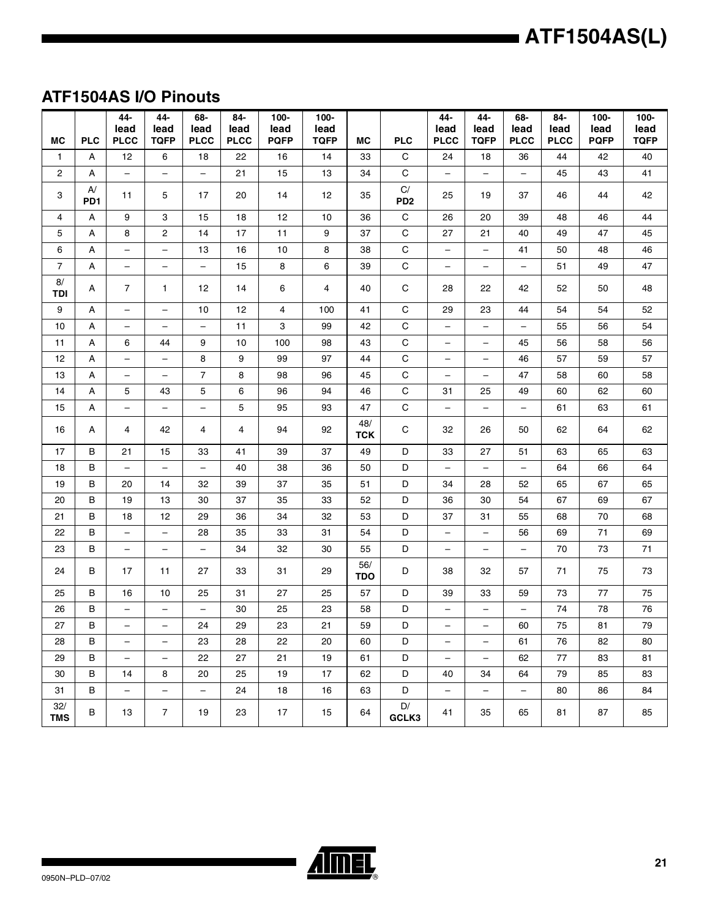## ATF1504AS I/O Pinouts

| MC | PLC | 44-lead PLCC | 44-lead TQFP | 68-lead PLCC | 84-lead PLCC | 100-lead PQFP | 100-lead TQFP | MC | PLC | 44-lead PLCC | 44-lead TQFP | 68-lead PLCC | 84-lead PLCC | 100-lead PQFP | 100-lead TQFP |
|---|---|---|---|---|---|---|---|---|---|---|---|---|---|---|---|
| 1 | A | 12 | 6 | 18 | 22 | 16 | 14 | 33 | C | 24 | 18 | 36 | 44 | 42 | 40 |
| 2 | A | – | – | – | 21 | 15 | 13 | 34 | C | – | – | – | 45 | 43 | 41 |
| 3 | A/ **PD1** | 11 | 5 | 17 | 20 | 14 | 12 | 35 | C/ **PD2** | 25 | 19 | 37 | 46 | 44 | 42 |
| 4 | A | 9 | 3 | 15 | 18 | 12 | 10 | 36 | C | 26 | 20 | 39 | 48 | 46 | 44 |
| 5 | A | 8 | 2 | 14 | 17 | 11 | 9 | 37 | C | 27 | 21 | 40 | 49 | 47 | 45 |
| 6 | A | – | – | 13 | 16 | 10 | 8 | 38 | C | – | – | 41 | 50 | 48 | 46 |
| 7 | A | – | – | – | 15 | 8 | 6 | 39 | C | – | – | – | 51 | 49 | 47 |
| 8/ **TDI** | A | 7 | 1 | 12 | 14 | 6 | 4 | 40 | C | 28 | 22 | 42 | 52 | 50 | 48 |
| 9 | A | – | – | 10 | 12 | 4 | 100 | 41 | C | 29 | 23 | 44 | 54 | 54 | 52 |
| 10 | A | – | – | – | 11 | 3 | 99 | 42 | C | – | – | – | 55 | 56 | 54 |
| 11 | A | 6 | 44 | 9 | 10 | 100 | 98 | 43 | C | – | – | 45 | 56 | 58 | 56 |
| 12 | A | – | – | 8 | 9 | 99 | 97 | 44 | C | – | – | 46 | 57 | 59 | 57 |
| 13 | A | – | – | 7 | 8 | 98 | 96 | 45 | C | – | – | 47 | 58 | 60 | 58 |
| 14 | A | 5 | 43 | 5 | 6 | 96 | 94 | 46 | C | 31 | 25 | 49 | 60 | 62 | 60 |
| 15 | A | – | – | – | 5 | 95 | 93 | 47 | C | – | – | – | 61 | 63 | 61 |
| 16 | A | 4 | 42 | 4 | 4 | 94 | 92 | 48/ **TCK** | C | 32 | 26 | 50 | 62 | 64 | 62 |
| 17 | B | 21 | 15 | 33 | 41 | 39 | 37 | 49 | D | 33 | 27 | 51 | 63 | 65 | 63 |
| 18 | B | – | – | – | 40 | 38 | 36 | 50 | D | – | – | – | 64 | 66 | 64 |
| 19 | B | 20 | 14 | 32 | 39 | 37 | 35 | 51 | D | 34 | 28 | 52 | 65 | 67 | 65 |
| 20 | B | 19 | 13 | 30 | 37 | 35 | 33 | 52 | D | 36 | 30 | 54 | 67 | 69 | 67 |
| 21 | B | 18 | 12 | 29 | 36 | 34 | 32 | 53 | D | 37 | 31 | 55 | 68 | 70 | 68 |
| 22 | B | – | – | 28 | 35 | 33 | 31 | 54 | D | – | – | 56 | 69 | 71 | 69 |
| 23 | B | – | – | – | 34 | 32 | 30 | 55 | D | – | – | – | 70 | 73 | 71 |
| 24 | B | 17 | 11 | 27 | 33 | 31 | 29 | 56/ **TDO** | D | 38 | 32 | 57 | 71 | 75 | 73 |
| 25 | B | 16 | 10 | 25 | 31 | 27 | 25 | 57 | D | 39 | 33 | 59 | 73 | 77 | 75 |
| 26 | B | – | – | – | 30 | 25 | 23 | 58 | D | – | – | – | 74 | 78 | 76 |
| 27 | B | – | – | 24 | 29 | 23 | 21 | 59 | D | – | – | 60 | 75 | 81 | 79 |
| 28 | B | – | – | 23 | 28 | 22 | 20 | 60 | D | – | – | 61 | 76 | 82 | 80 |
| 29 | B | – | – | 22 | 27 | 21 | 19 | 61 | D | – | – | 62 | 77 | 83 | 81 |
| 30 | B | 14 | 8 | 20 | 25 | 19 | 17 | 62 | D | 40 | 34 | 64 | 79 | 85 | 83 |
| 31 | B | – | – | – | 24 | 18 | 16 | 63 | D | – | – | – | 80 | 86 | 84 |
| 32/ **TMS** | B | 13 | 7 | 19 | 23 | 17 | 15 | 64 | D/ **GCLK3** | 41 | 35 | 65 | 81 | 87 | 85 |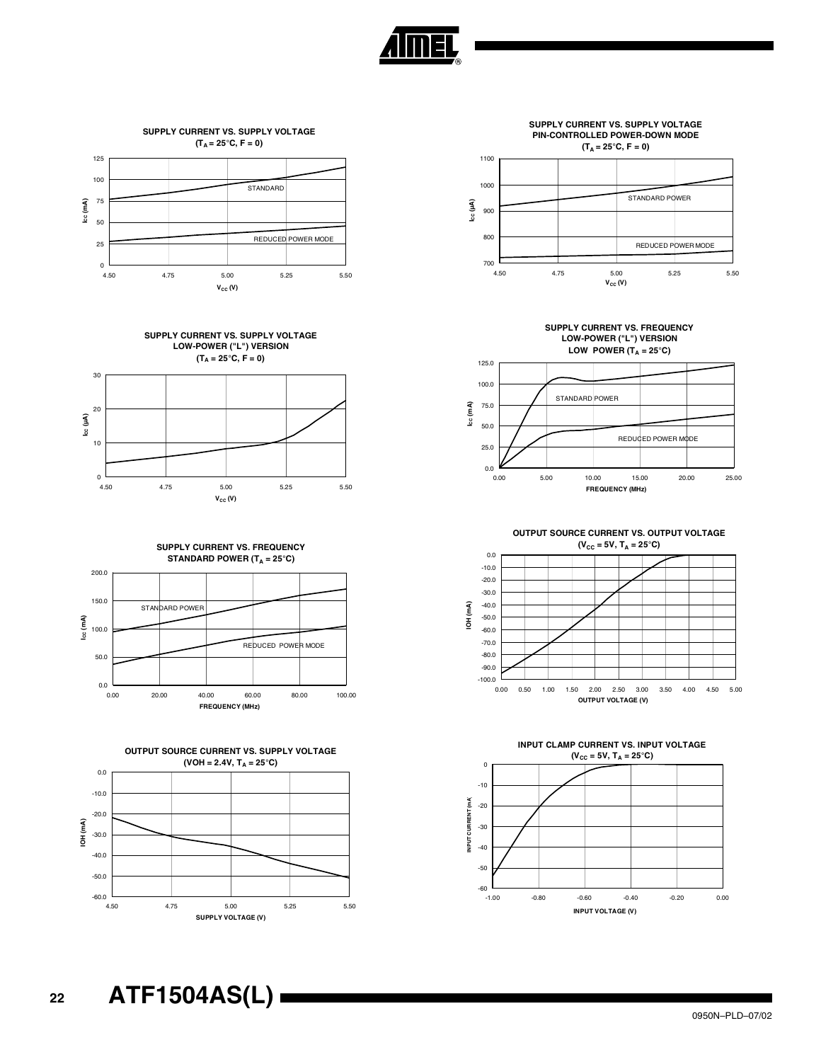**SUPPLY CURRENT VS. SUPPLY VOLTAGE**
**($T_A$ = 25°C, F = 0)**

STANDARD

REDUCED POWER MODE

$I_{CC}$ (mA) vs. $V_{CC}$ (V)

**SUPPLY CURRENT VS. SUPPLY VOLTAGE**
**PIN-CONTROLLED POWER-DOWN MODE**
**($T_A$ = 25°C, F = 0)**

STANDARD POWER

REDUCED POWER MODE

$I_{CC}$ (µA) vs. $V_{CC}$ (V)

**SUPPLY CURRENT VS. SUPPLY VOLTAGE**
**LOW-POWER ("L") VERSION**
**($T_A$ = 25°C, F = 0)**

$I_{CC}$ (µA) vs. $V_{CC}$ (V)

**SUPPLY CURRENT VS. FREQUENCY**
**LOW-POWER ("L") VERSION**
**LOW POWER ($T_A$ = 25°C)**

STANDARD POWER

REDUCED POWER MODE

$I_{CC}$ (mA) vs. FREQUENCY (MHz)

**SUPPLY CURRENT VS. FREQUENCY**
**STANDARD POWER ($T_A$ = 25°C)**

STANDARD POWER

REDUCED POWER MODE

$I_{CC}$ (mA) vs. FREQUENCY (MHz)

**OUTPUT SOURCE CURRENT VS. OUTPUT VOLTAGE**
**($V_{CC}$ = 5V, $T_A$ = 25°C)**

IOH (mA) vs. OUTPUT VOLTAGE (V)

**OUTPUT SOURCE CURRENT VS. SUPPLY VOLTAGE**
**(VOH = 2.4V, $T_A$ = 25°C)**

IOH (mA) vs. SUPPLY VOLTAGE (V)

**INPUT CLAMP CURRENT VS. INPUT VOLTAGE**
**($V_{CC}$ = 5V, $T_A$ = 25°C)**

INPUT CURRENT (mA) vs. INPUT VOLTAGE (V)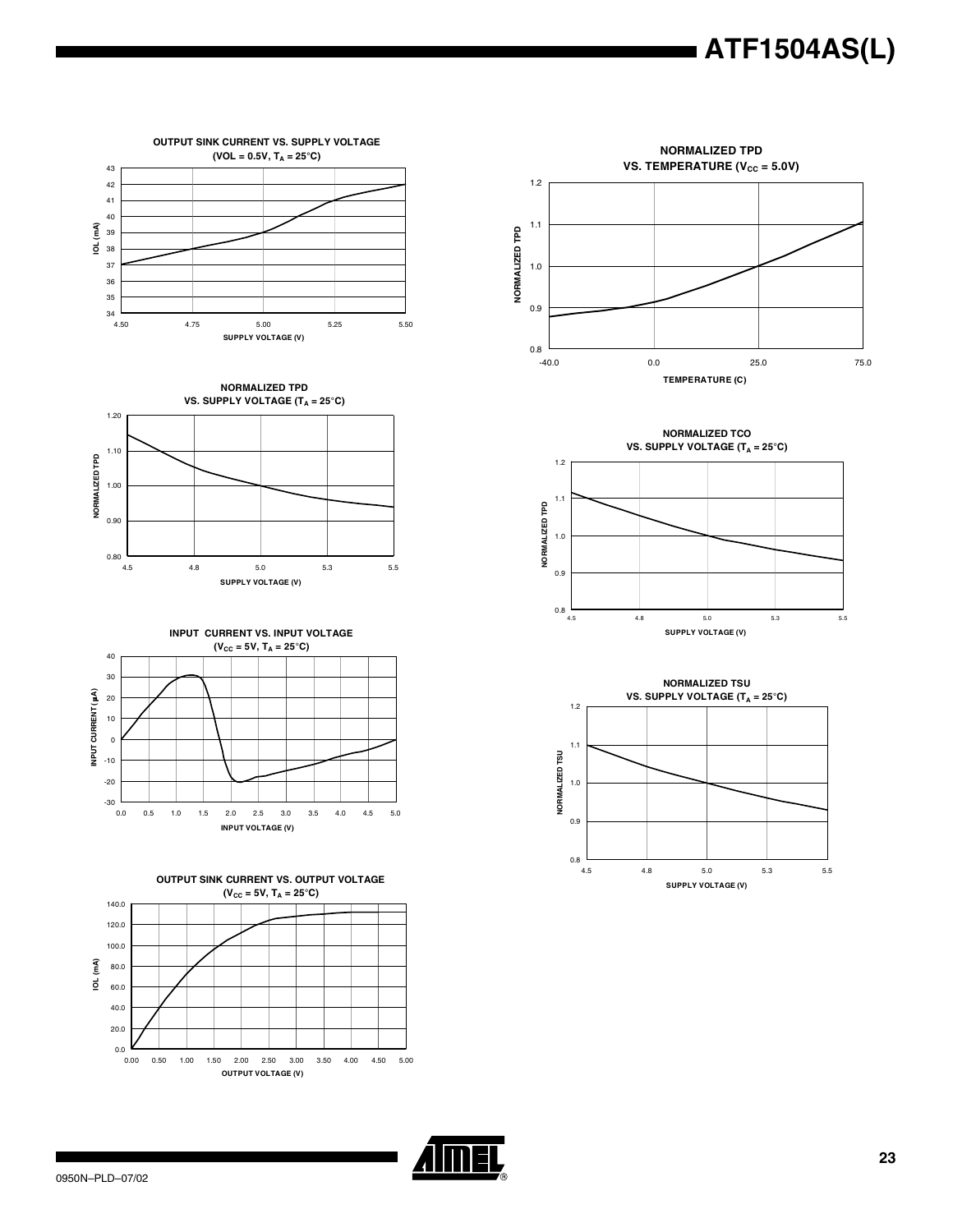**OUTPUT SINK CURRENT VS. SUPPLY VOLTAGE (VOL = 0.5V, $T_A$ = 25°C)**

**NORMALIZED TPD VS. TEMPERATURE ($V_{CC}$ = 5.0V)**

**NORMALIZED TPD VS. SUPPLY VOLTAGE ($T_A$ = 25°C)**

**NORMALIZED TCO VS. SUPPLY VOLTAGE ($T_A$ = 25°C)**

**INPUT CURRENT VS. INPUT VOLTAGE ($V_{CC}$ = 5V, $T_A$ = 25°C)**

**NORMALIZED TSU VS. SUPPLY VOLTAGE ($T_A$ = 25°C)**

**OUTPUT SINK CURRENT VS. OUTPUT VOLTAGE ($V_{CC}$ = 5V, $T_A$ = 25°C)**

0950N–PLD–07/02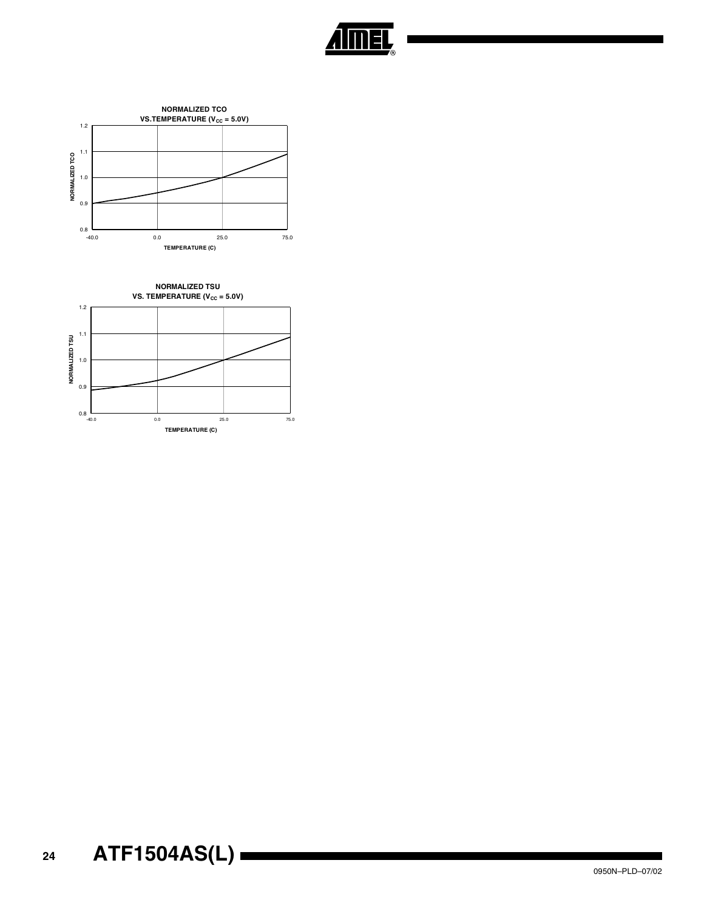**NORMALIZED TCO VS.TEMPERATURE ($V_{CC}$ = 5.0V)**

NORMALIZED TCO

1.2

1.1

1.0

0.9

0.8

-40.0 0.0 25.0 75.0

TEMPERATURE (C)

**NORMALIZED TSU VS. TEMPERATURE ($V_{CC}$ = 5.0V)**

NORMALIZED TSU

1.2

1.1

1.0

0.9

0.8

-40.0 0.0 25.0 75.0

TEMPERATURE (C)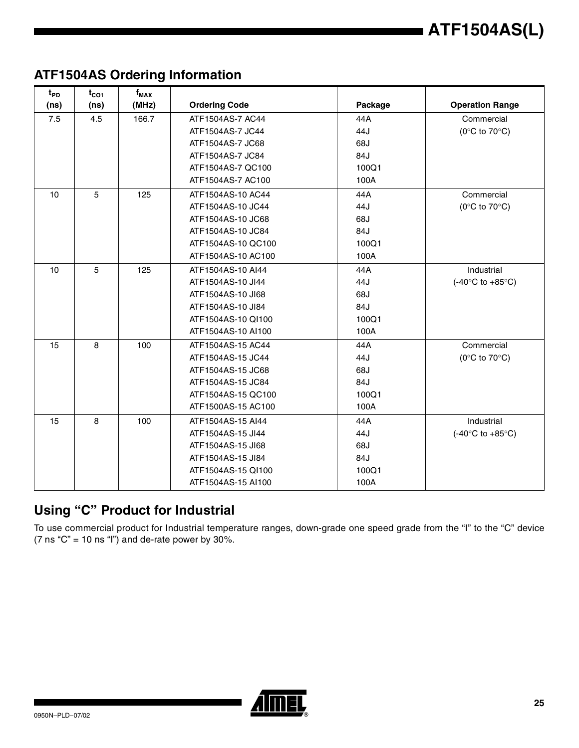## ATF1504AS Ordering Information

| $t_{PD}$ (ns) | $t_{CO1}$ (ns) | $f_{MAX}$ (MHz) | Ordering Code | Package | Operation Range |
|---|---|---|---|---|---|
| 7.5 | 4.5 | 166.7 | ATF1504AS-7 AC44 | 44A | Commercial |
| | | | ATF1504AS-7 JC44 | 44J | (0°C to 70°C) |
| | | | ATF1504AS-7 JC68 | 68J | |
| | | | ATF1504AS-7 JC84 | 84J | |
| | | | ATF1504AS-7 QC100 | 100Q1 | |
| | | | ATF1504AS-7 AC100 | 100A | |
| 10 | 5 | 125 | ATF1504AS-10 AC44 | 44A | Commercial |
| | | | ATF1504AS-10 JC44 | 44J | (0°C to 70°C) |
| | | | ATF1504AS-10 JC68 | 68J | |
| | | | ATF1504AS-10 JC84 | 84J | |
| | | | ATF1504AS-10 QC100 | 100Q1 | |
| | | | ATF1504AS-10 AC100 | 100A | |
| 10 | 5 | 125 | ATF1504AS-10 AI44 | 44A | Industrial |
| | | | ATF1504AS-10 JI44 | 44J | (-40°C to +85°C) |
| | | | ATF1504AS-10 JI68 | 68J | |
| | | | ATF1504AS-10 JI84 | 84J | |
| | | | ATF1504AS-10 QI100 | 100Q1 | |
| | | | ATF1504AS-10 AI100 | 100A | |
| 15 | 8 | 100 | ATF1504AS-15 AC44 | 44A | Commercial |
| | | | ATF1504AS-15 JC44 | 44J | (0°C to 70°C) |
| | | | ATF1504AS-15 JC68 | 68J | |
| | | | ATF1504AS-15 JC84 | 84J | |
| | | | ATF1504AS-15 QC100 | 100Q1 | |
| | | | ATF1500AS-15 AC100 | 100A | |
| 15 | 8 | 100 | ATF1504AS-15 AI44 | 44A | Industrial |
| | | | ATF1504AS-15 JI44 | 44J | (-40°C to +85°C) |
| | | | ATF1504AS-15 JI68 | 68J | |
| | | | ATF1504AS-15 JI84 | 84J | |
| | | | ATF1504AS-15 QI100 | 100Q1 | |
| | | | ATF1504AS-15 AI100 | 100A | |

## Using "C" Product for Industrial

To use commercial product for Industrial temperature ranges, down-grade one speed grade from the "I" to the "C" device (7 ns "C" = 10 ns "I") and de-rate power by 30%.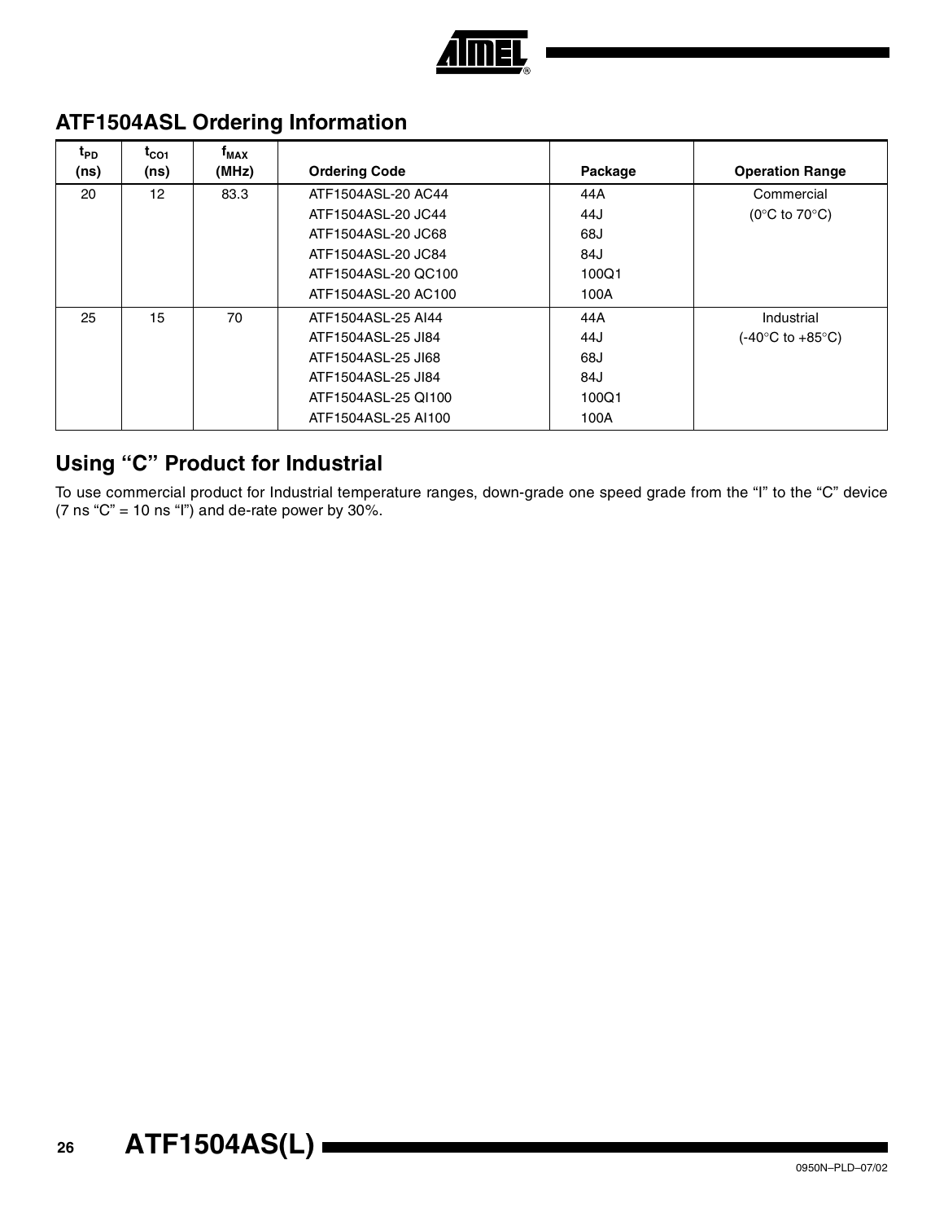## ATF1504ASL Ordering Information

| $t_{PD}$ (ns) | $t_{CO1}$ (ns) | $f_{MAX}$ (MHz) | Ordering Code | Package | Operation Range |
|---|---|---|---|---|---|
| 20 | 12 | 83.3 | ATF1504ASL-20 AC44 | 44A | Commercial |
| | | | ATF1504ASL-20 JC44 | 44J | (0°C to 70°C) |
| | | | ATF1504ASL-20 JC68 | 68J | |
| | | | ATF1504ASL-20 JC84 | 84J | |
| | | | ATF1504ASL-20 QC100 | 100Q1 | |
| | | | ATF1504ASL-20 AC100 | 100A | |
| 25 | 15 | 70 | ATF1504ASL-25 AI44 | 44A | Industrial |
| | | | ATF1504ASL-25 JI84 | 44J | (-40°C to +85°C) |
| | | | ATF1504ASL-25 JI68 | 68J | |
| | | | ATF1504ASL-25 JI84 | 84J | |
| | | | ATF1504ASL-25 QI100 | 100Q1 | |
| | | | ATF1504ASL-25 AI100 | 100A | |

## Using "C" Product for Industrial

To use commercial product for Industrial temperature ranges, down-grade one speed grade from the "I" to the "C" device (7 ns "C" = 10 ns "I") and de-rate power by 30%.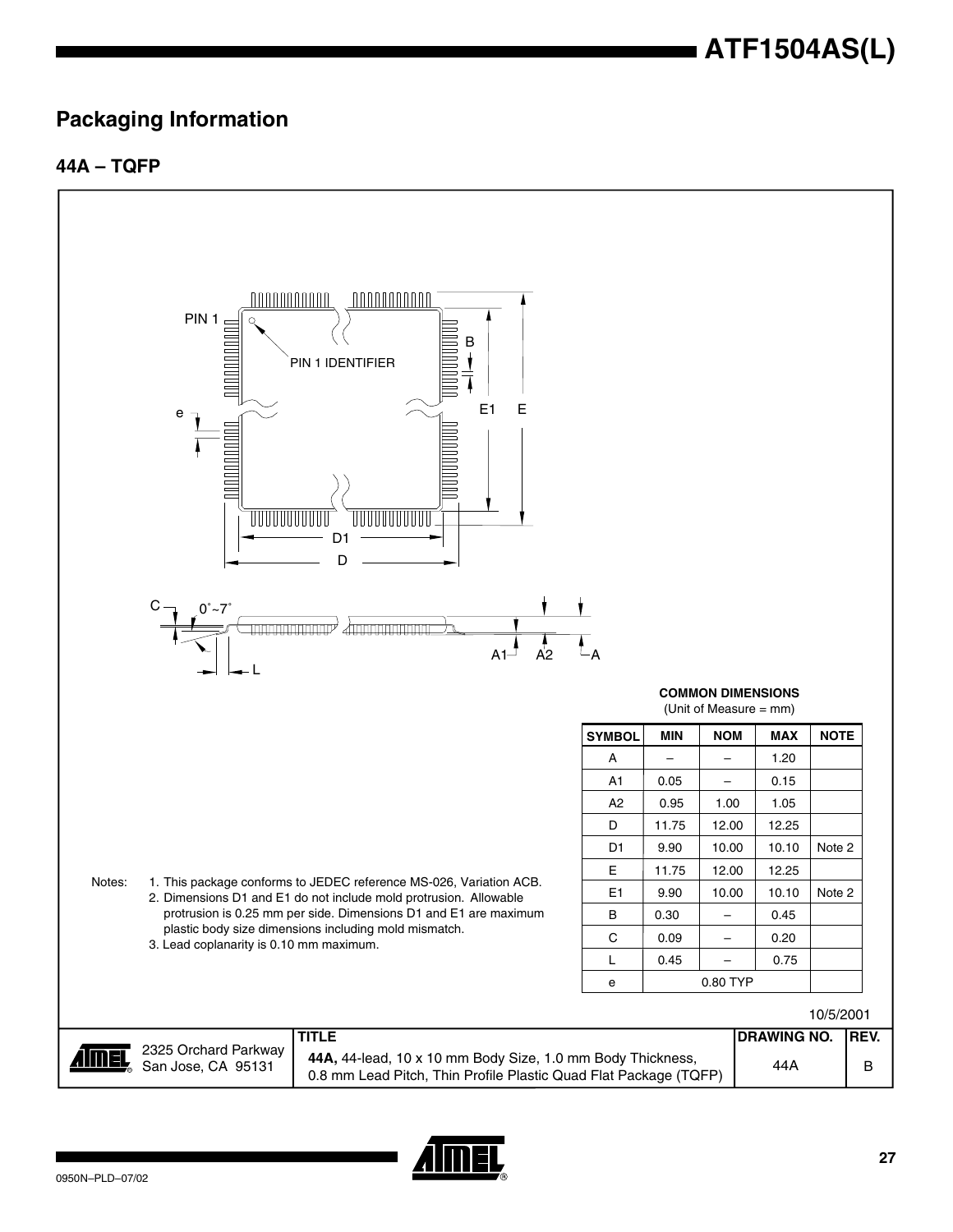## Packaging Information

### 44A – TQFP

**COMMON DIMENSIONS**
(Unit of Measure = mm)

| SYMBOL | MIN | NOM | MAX | NOTE |
|---|---|---|---|---|
| A | – | – | 1.20 | |
| A1 | 0.05 | – | 0.15 | |
| A2 | 0.95 | 1.00 | 1.05 | |
| D | 11.75 | 12.00 | 12.25 | |
| D1 | 9.90 | 10.00 | 10.10 | Note 2 |
| E | 11.75 | 12.00 | 12.25 | |
| E1 | 9.90 | 10.00 | 10.10 | Note 2 |
| B | 0.30 | – | 0.45 | |
| C | 0.09 | – | 0.20 | |
| L | 0.45 | – | 0.75 | |
| e | | 0.80 TYP | | |

Notes:
1. This package conforms to JEDEC reference MS-026, Variation ACB.
2. Dimensions D1 and E1 do not include mold protrusion. Allowable protrusion is 0.25 mm per side. Dimensions D1 and E1 are maximum plastic body size dimensions including mold mismatch.
3. Lead coplanarity is 0.10 mm maximum.

10/5/2001

| | TITLE | DRAWING NO. | REV. |
|---|---|---|---|
| 2325 Orchard Parkway San Jose, CA 95131 | **44A,** 44-lead, 10 x 10 mm Body Size, 1.0 mm Body Thickness, 0.8 mm Lead Pitch, Thin Profile Plastic Quad Flat Package (TQFP) | 44A | B |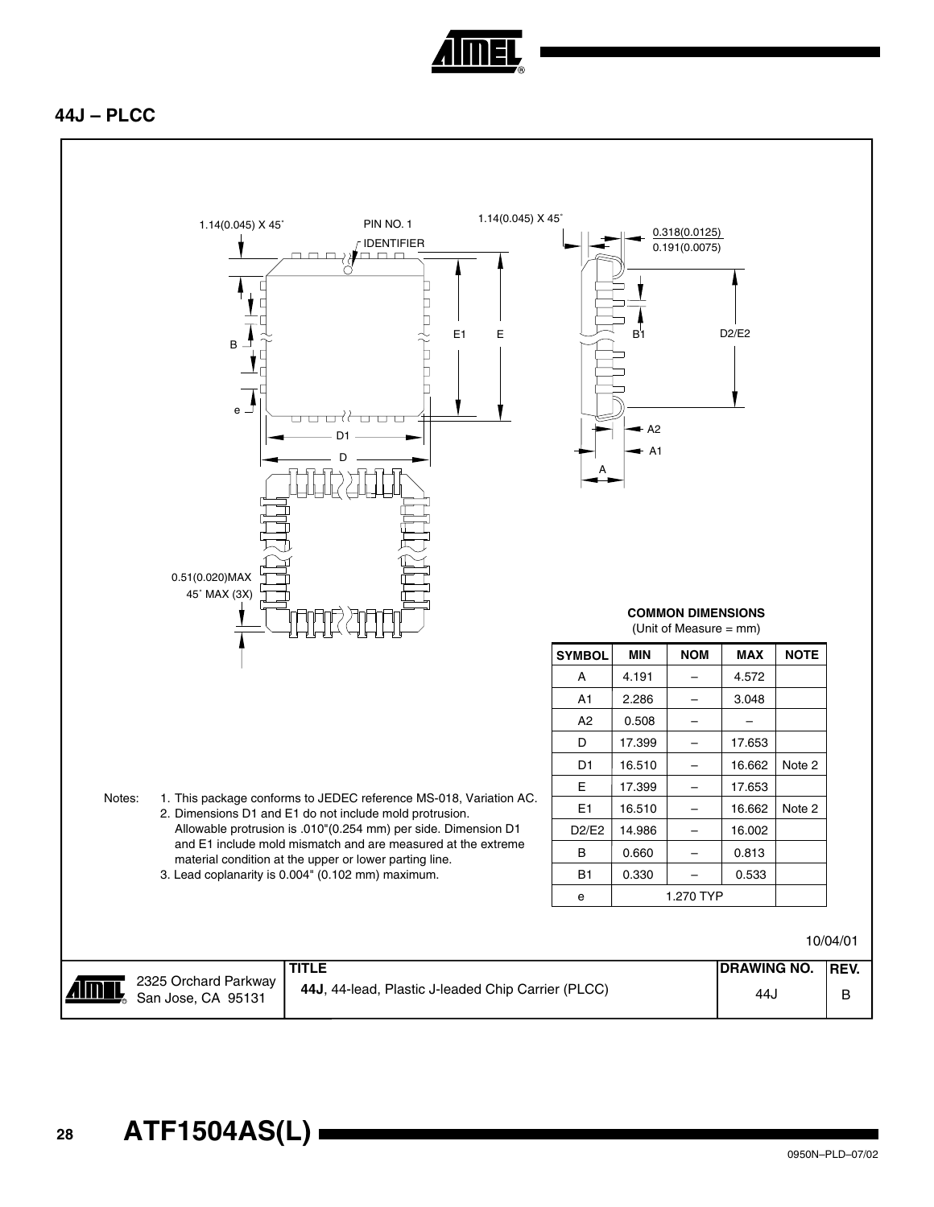## 44J – PLCC

1.14(0.045) X 45˚

PIN NO. 1 IDENTIFIER

1.14(0.045) X 45˚

0.318(0.0125)
0.191(0.0075)

0.51(0.020)MAX
45˚ MAX (3X)

**COMMON DIMENSIONS**
(Unit of Measure = mm)

| SYMBOL | MIN | NOM | MAX | NOTE |
|---|---|---|---|---|
| A | 4.191 | – | 4.572 | |
| A1 | 2.286 | – | 3.048 | |
| A2 | 0.508 | – | – | |
| D | 17.399 | – | 17.653 | |
| D1 | 16.510 | – | 16.662 | Note 2 |
| E | 17.399 | – | 17.653 | |
| E1 | 16.510 | – | 16.662 | Note 2 |
| D2/E2 | 14.986 | – | 16.002 | |
| B | 0.660 | – | 0.813 | |
| B1 | 0.330 | – | 0.533 | |
| e | | 1.270 TYP | | |

Notes:
1. This package conforms to JEDEC reference MS-018, Variation AC.
2. Dimensions D1 and E1 do not include mold protrusion. Allowable protrusion is .010"(0.254 mm) per side. Dimension D1 and E1 include mold mismatch and are measured at the extreme material condition at the upper or lower parting line.
3. Lead coplanarity is 0.004" (0.102 mm) maximum.

10/04/01

| | TITLE | DRAWING NO. | REV. |
|---|---|---|---|
| 2325 Orchard Parkway San Jose, CA 95131 | **44J**, 44-lead, Plastic J-leaded Chip Carrier (PLCC) | 44J | B |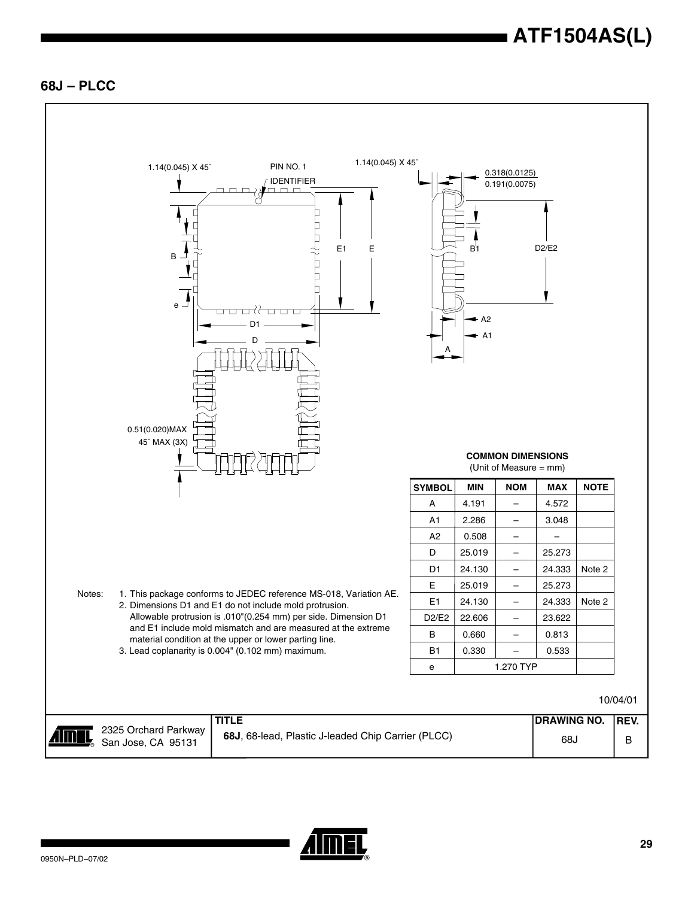## 68J – PLCC

1.14(0.045) X 45˚

PIN NO. 1 IDENTIFIER

1.14(0.045) X 45˚

0.318(0.0125)
0.191(0.0075)

0.51(0.020)MAX
45˚ MAX (3X)

**COMMON DIMENSIONS**
(Unit of Measure = mm)

| SYMBOL | MIN | NOM | MAX | NOTE |
|---|---|---|---|---|
| A | 4.191 | – | 4.572 | |
| A1 | 2.286 | – | 3.048 | |
| A2 | 0.508 | – | – | |
| D | 25.019 | – | 25.273 | |
| D1 | 24.130 | – | 24.333 | Note 2 |
| E | 25.019 | – | 25.273 | |
| E1 | 24.130 | – | 24.333 | Note 2 |
| D2/E2 | 22.606 | – | 23.622 | |
| B | 0.660 | – | 0.813 | |
| B1 | 0.330 | – | 0.533 | |
| e | | 1.270 TYP | | |

Notes:
1. This package conforms to JEDEC reference MS-018, Variation AE.
2. Dimensions D1 and E1 do not include mold protrusion. Allowable protrusion is .010"(0.254 mm) per side. Dimension D1 and E1 include mold mismatch and are measured at the extreme material condition at the upper or lower parting line.
3. Lead coplanarity is 0.004" (0.102 mm) maximum.

10/04/01

| | TITLE | DRAWING NO. | REV. |
|---|---|---|---|
| 2325 Orchard Parkway San Jose, CA 95131 | **68J**, 68-lead, Plastic J-leaded Chip Carrier (PLCC) | 68J | B |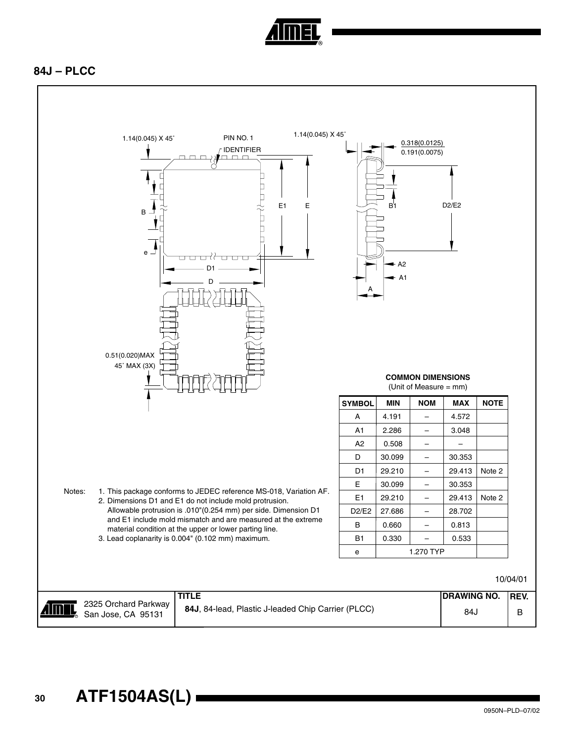## 84J – PLCC

**COMMON DIMENSIONS**
(Unit of Measure = mm)

| SYMBOL | MIN | NOM | MAX | NOTE |
|---|---|---|---|---|
| A | 4.191 | – | 4.572 | |
| A1 | 2.286 | – | 3.048 | |
| A2 | 0.508 | – | – | |
| D | 30.099 | – | 30.353 | |
| D1 | 29.210 | – | 29.413 | Note 2 |
| E | 30.099 | – | 30.353 | |
| E1 | 29.210 | – | 29.413 | Note 2 |
| D2/E2 | 27.686 | – | 28.702 | |
| B | 0.660 | – | 0.813 | |
| B1 | 0.330 | – | 0.533 | |
| e | | 1.270 TYP | | |

Notes:
1. This package conforms to JEDEC reference MS-018, Variation AF.
2. Dimensions D1 and E1 do not include mold protrusion. Allowable protrusion is .010"(0.254 mm) per side. Dimension D1 and E1 include mold mismatch and are measured at the extreme material condition at the upper or lower parting line.
3. Lead coplanarity is 0.004" (0.102 mm) maximum.

10/04/01

| 2325 Orchard Parkway San Jose, CA 95131 | TITLE **84J**, 84-lead, Plastic J-leaded Chip Carrier (PLCC) | DRAWING NO. 84J | REV. B |
|---|---|---|---|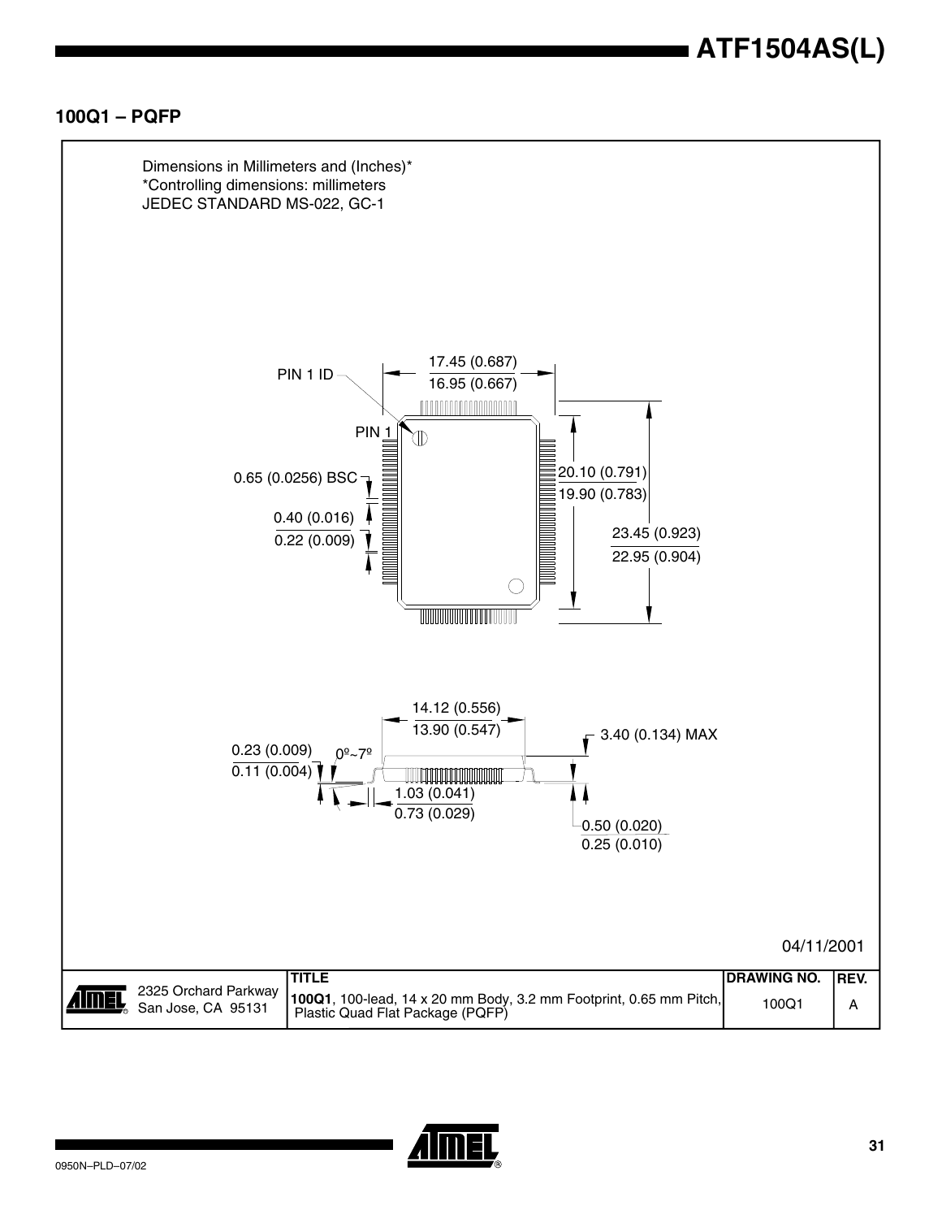## 100Q1 – PQFP

Dimensions in Millimeters and (Inches)*
*Controlling dimensions: millimeters
JEDEC STANDARD MS-022, GC-1

PIN 1 ID

PIN 1

17.45 (0.687)
16.95 (0.667)

0.65 (0.0256) BSC

0.40 (0.016)
0.22 (0.009)

20.10 (0.791)
19.90 (0.783)

23.45 (0.923)
22.95 (0.904)

14.12 (0.556)
13.90 (0.547)

3.40 (0.134) MAX

0.23 (0.009)
0.11 (0.004)

0º~7º

1.03 (0.041)
0.73 (0.029)

0.50 (0.020)
0.25 (0.010)

04/11/2001

| 2325 Orchard Parkway San Jose, CA 95131 | TITLE **100Q1**, 100-lead, 14 x 20 mm Body, 3.2 mm Footprint, 0.65 mm Pitch, Plastic Quad Flat Package (PQFP) | DRAWING NO. 100Q1 | REV. A |
|---|---|---|---|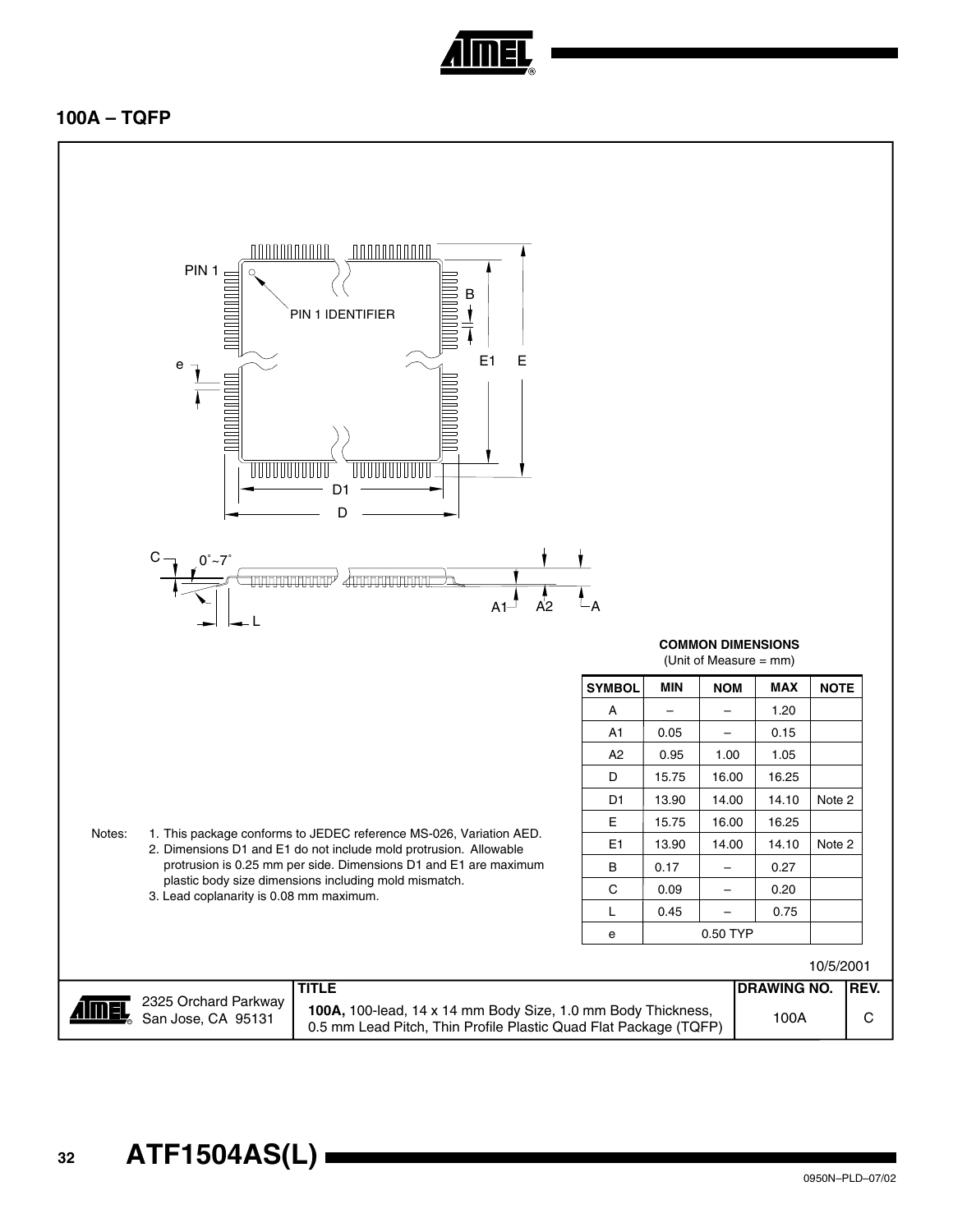## 100A – TQFP

**COMMON DIMENSIONS**
(Unit of Measure = mm)

| SYMBOL | MIN | NOM | MAX | NOTE |
|---|---|---|---|---|
| A | – | – | 1.20 | |
| A1 | 0.05 | – | 0.15 | |
| A2 | 0.95 | 1.00 | 1.05 | |
| D | 15.75 | 16.00 | 16.25 | |
| D1 | 13.90 | 14.00 | 14.10 | Note 2 |
| E | 15.75 | 16.00 | 16.25 | |
| E1 | 13.90 | 14.00 | 14.10 | Note 2 |
| B | 0.17 | – | 0.27 | |
| C | 0.09 | – | 0.20 | |
| L | 0.45 | – | 0.75 | |
| e | | 0.50 TYP | | |

Notes:
1. This package conforms to JEDEC reference MS-026, Variation AED.
2. Dimensions D1 and E1 do not include mold protrusion. Allowable protrusion is 0.25 mm per side. Dimensions D1 and E1 are maximum plastic body size dimensions including mold mismatch.
3. Lead coplanarity is 0.08 mm maximum.

10/5/2001

| | TITLE | DRAWING NO. | REV. |
|---|---|---|---|
| 2325 Orchard Parkway San Jose, CA 95131 | **100A,** 100-lead, 14 x 14 mm Body Size, 1.0 mm Body Thickness, 0.5 mm Lead Pitch, Thin Profile Plastic Quad Flat Package (TQFP) | 100A | C |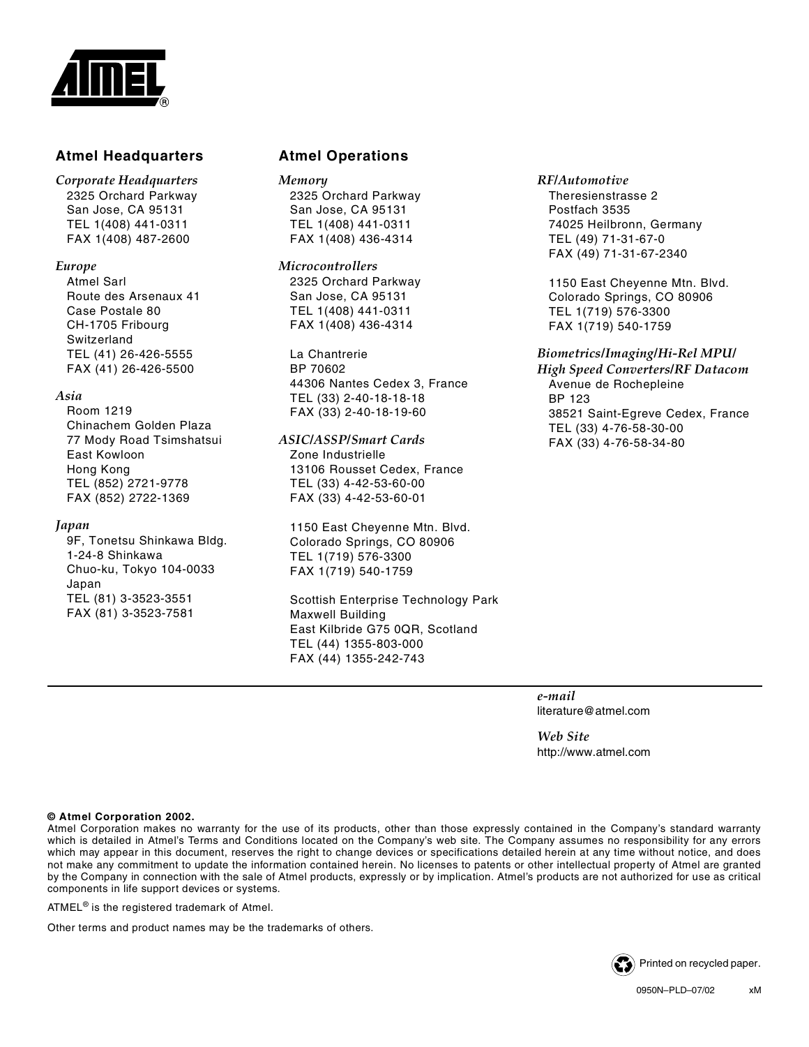## Atmel Headquarters

*Corporate Headquarters*
2325 Orchard Parkway
San Jose, CA 95131
TEL 1(408) 441-0311
FAX 1(408) 487-2600

*Europe*
Atmel Sarl
Route des Arsenaux 41
Case Postale 80
CH-1705 Fribourg
Switzerland
TEL (41) 26-426-5555
FAX (41) 26-426-5500

*Asia*
Room 1219
Chinachem Golden Plaza
77 Mody Road Tsimshatsui
East Kowloon
Hong Kong
TEL (852) 2721-9778
FAX (852) 2722-1369

*Japan*
9F, Tonetsu Shinkawa Bldg.
1-24-8 Shinkawa
Chuo-ku, Tokyo 104-0033
Japan
TEL (81) 3-3523-3551
FAX (81) 3-3523-7581

## Atmel Operations

*Memory*
2325 Orchard Parkway
San Jose, CA 95131
TEL 1(408) 441-0311
FAX 1(408) 436-4314

*Microcontrollers*
2325 Orchard Parkway
San Jose, CA 95131
TEL 1(408) 441-0311
FAX 1(408) 436-4314

La Chantrerie
BP 70602
44306 Nantes Cedex 3, France
TEL (33) 2-40-18-18-18
FAX (33) 2-40-18-19-60

*ASIC/ASSP/Smart Cards*
Zone Industrielle
13106 Rousset Cedex, France
TEL (33) 4-42-53-60-00
FAX (33) 4-42-53-60-01

1150 East Cheyenne Mtn. Blvd.
Colorado Springs, CO 80906
TEL 1(719) 576-3300
FAX 1(719) 540-1759

Scottish Enterprise Technology Park
Maxwell Building
East Kilbride G75 0QR, Scotland
TEL (44) 1355-803-000
FAX (44) 1355-242-743

*RF/Automotive*
Theresienstrasse 2
Postfach 3535
74025 Heilbronn, Germany
TEL (49) 71-31-67-0
FAX (49) 71-31-67-2340

1150 East Cheyenne Mtn. Blvd.
Colorado Springs, CO 80906
TEL 1(719) 576-3300
FAX 1(719) 540-1759

*Biometrics/Imaging/Hi-Rel MPU/ High Speed Converters/RF Datacom*
Avenue de Rochepleine
BP 123
38521 Saint-Egreve Cedex, France
TEL (33) 4-76-58-30-00
FAX (33) 4-76-58-34-80

---

*e-mail*
literature@atmel.com

*Web Site*
http://www.atmel.com

**© Atmel Corporation 2002.**
Atmel Corporation makes no warranty for the use of its products, other than those expressly contained in the Company's standard warranty which is detailed in Atmel's Terms and Conditions located on the Company's web site. The Company assumes no responsibility for any errors which may appear in this document, reserves the right to change devices or specifications detailed herein at any time without notice, and does not make any commitment to update the information contained herein. No licenses to patents or other intellectual property of Atmel are granted by the Company in connection with the sale of Atmel products, expressly or by implication. Atmel's products are not authorized for use as critical components in life support devices or systems.

ATMEL® is the registered trademark of Atmel.

Other terms and product names may be the trademarks of others.

Printed on recycled paper.

0950N–PLD–07/02 xM